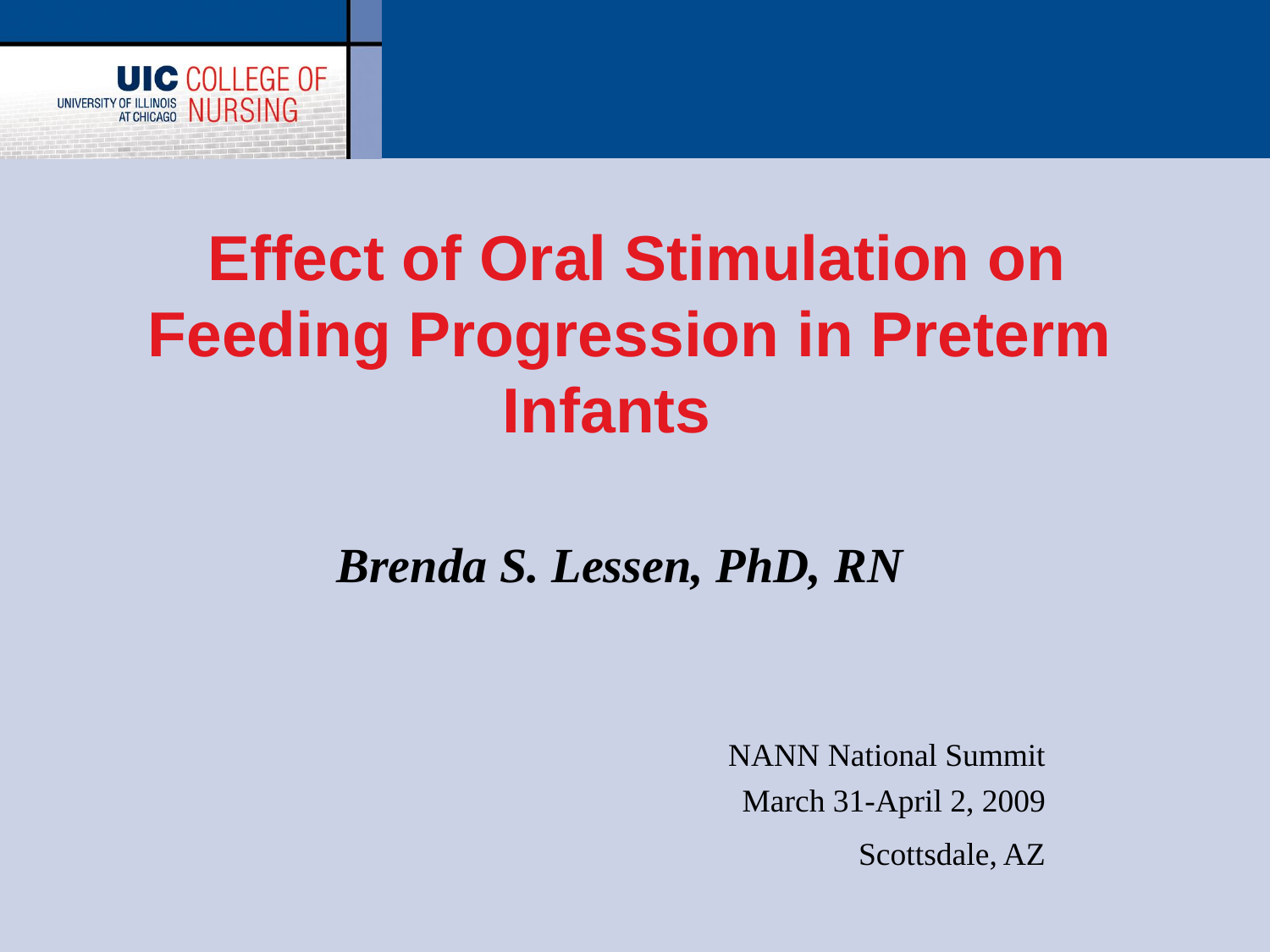UIC COLLEGE OF NURSING
UNIVERSITY OF ILLINOIS AT CHICAGO

# Effect of Oral Stimulation on Feeding Progression in Preterm Infants

***Brenda S. Lessen, PhD, RN***

NANN National Summit

March 31-April 2, 2009

Scottsdale, AZ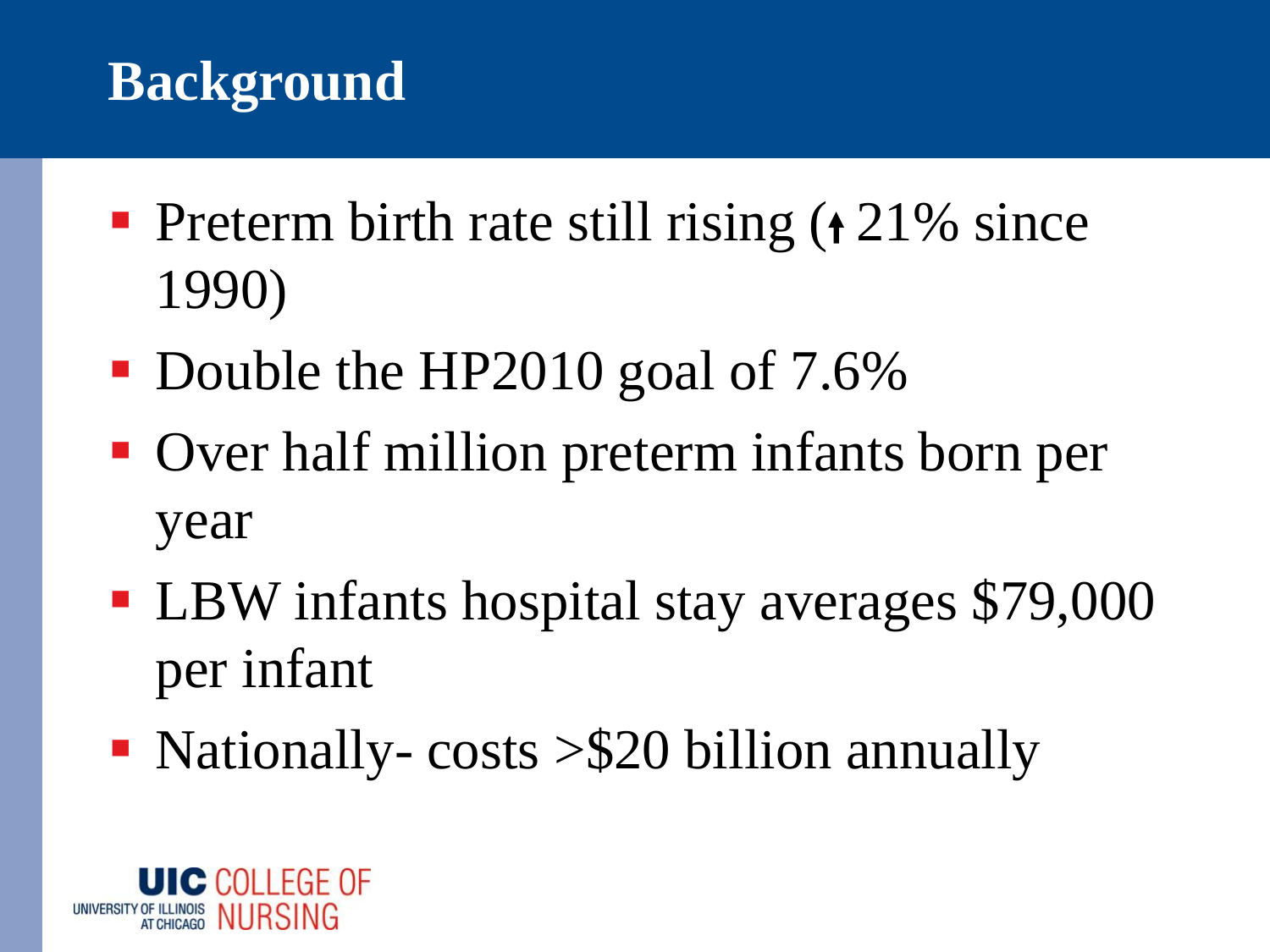# Background

- Preterm birth rate still rising (↑21% since 1990)
- Double the HP2010 goal of 7.6%
- Over half million preterm infants born per year
- LBW infants hospital stay averages $79,000 per infant
- Nationally- costs >$20 billion annually

UIC COLLEGE OF NURSING
UNIVERSITY OF ILLINOIS AT CHICAGO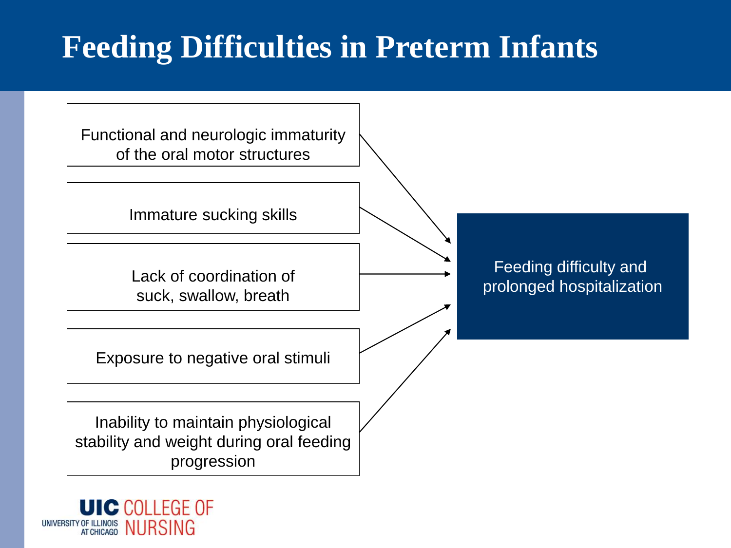# Feeding Difficulties in Preterm Infants

- Functional and neurologic immaturity of the oral motor structures
- Immature sucking skills
- Lack of coordination of suck, swallow, breath
- Exposure to negative oral stimuli
- Inability to maintain physiological stability and weight during oral feeding progression

→ Feeding difficulty and prolonged hospitalization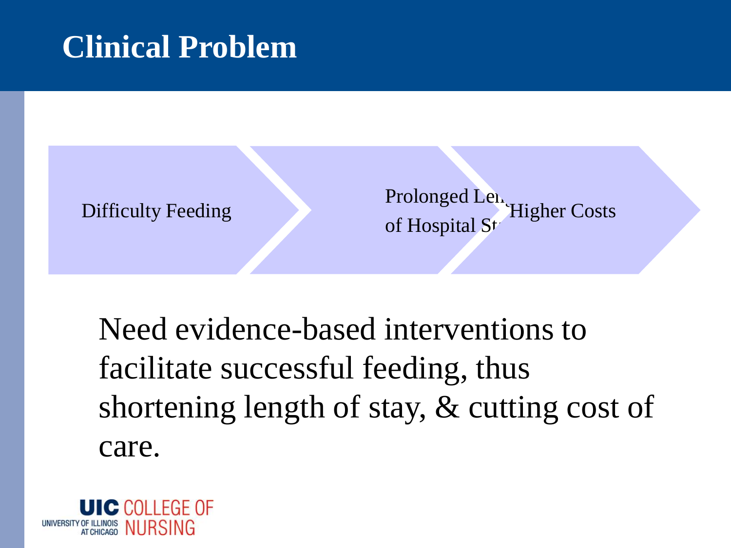# Clinical Problem

Difficulty Feeding → Prolonged Length of Hospital Stay → Higher Costs

Need evidence-based interventions to facilitate successful feeding, thus shortening length of stay, & cutting cost of care.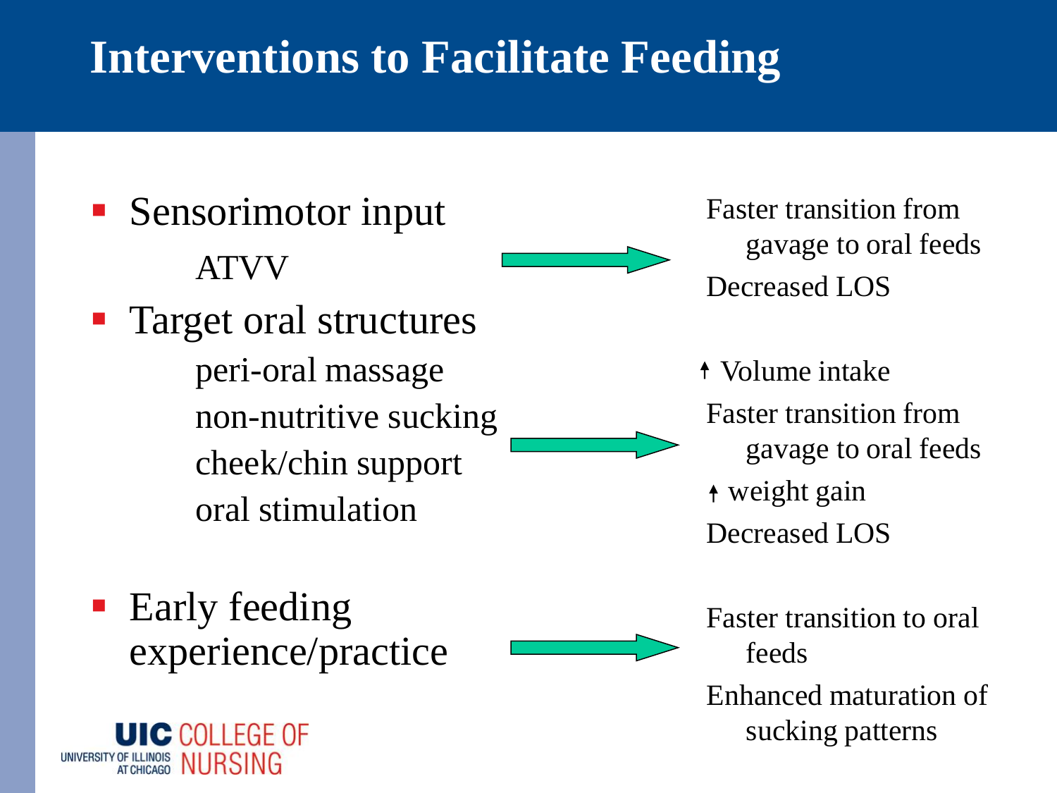# Interventions to Facilitate Feeding

- Sensorimotor input
  - ATVV

  → Faster transition from gavage to oral feeds; Decreased LOS

- Target oral structures
  - peri-oral massage
  - non-nutritive sucking
  - cheek/chin support
  - oral stimulation

  → ↑ Volume intake; Faster transition from gavage to oral feeds; ↑ weight gain; Decreased LOS

- Early feeding experience/practice

  → Faster transition to oral feeds; Enhanced maturation of sucking patterns

UIC COLLEGE OF NURSING
UNIVERSITY OF ILLINOIS AT CHICAGO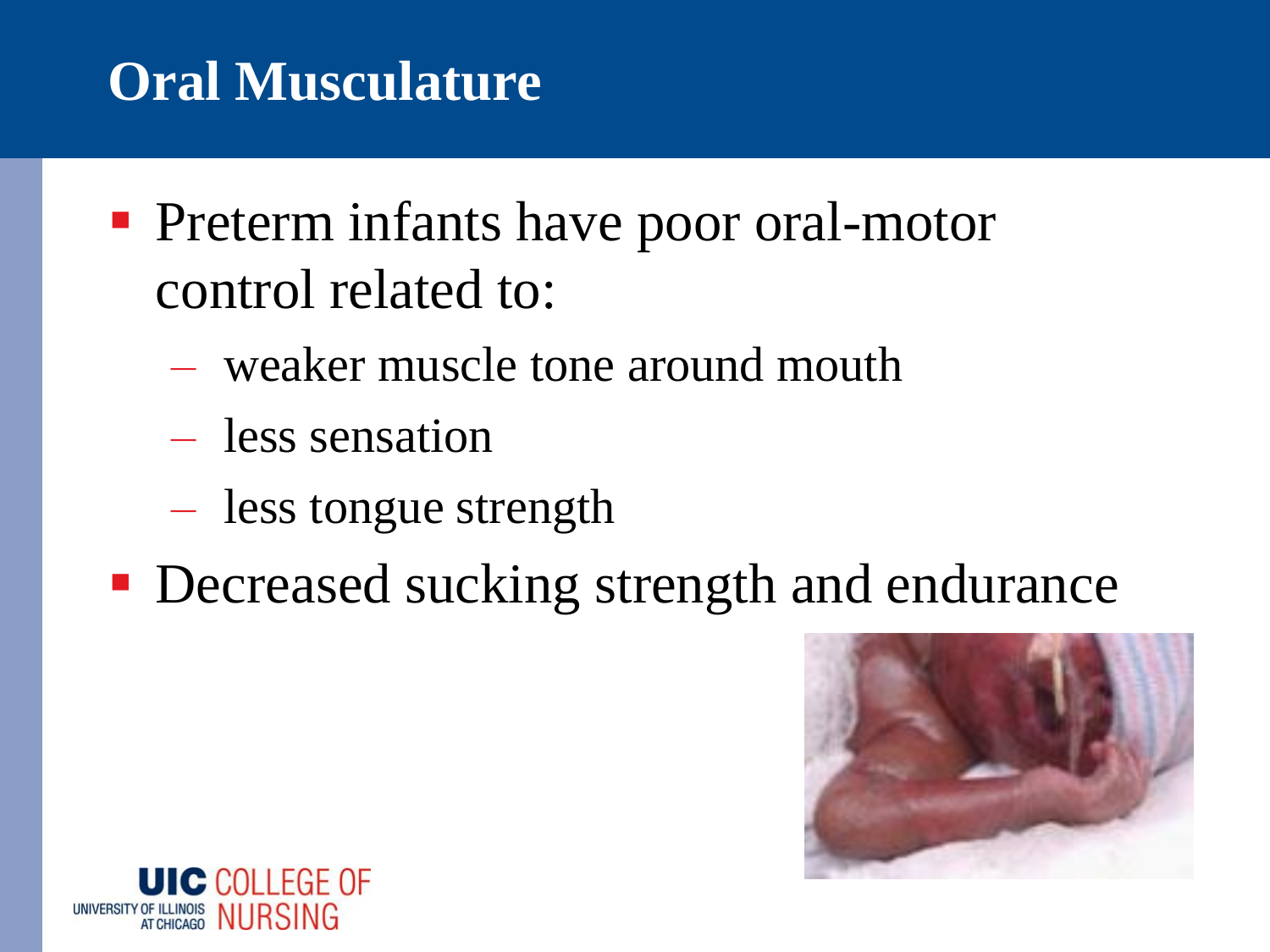# Oral Musculature

- Preterm infants have poor oral-motor control related to:
  - weaker muscle tone around mouth
  - less sensation
  - less tongue strength
- Decreased sucking strength and endurance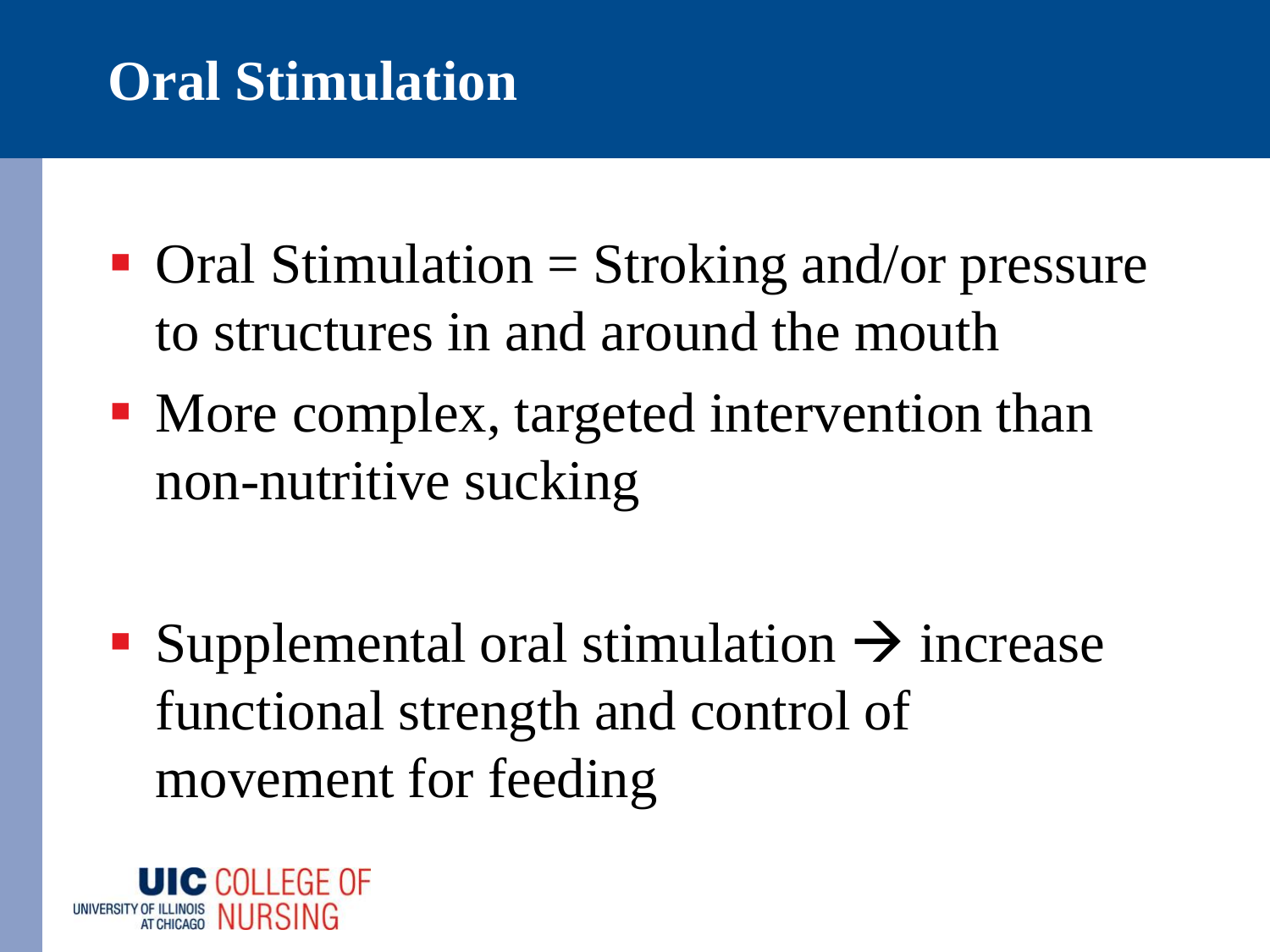# Oral Stimulation

- Oral Stimulation = Stroking and/or pressure to structures in and around the mouth
- More complex, targeted intervention than non-nutritive sucking

- Supplemental oral stimulation → increase functional strength and control of movement for feeding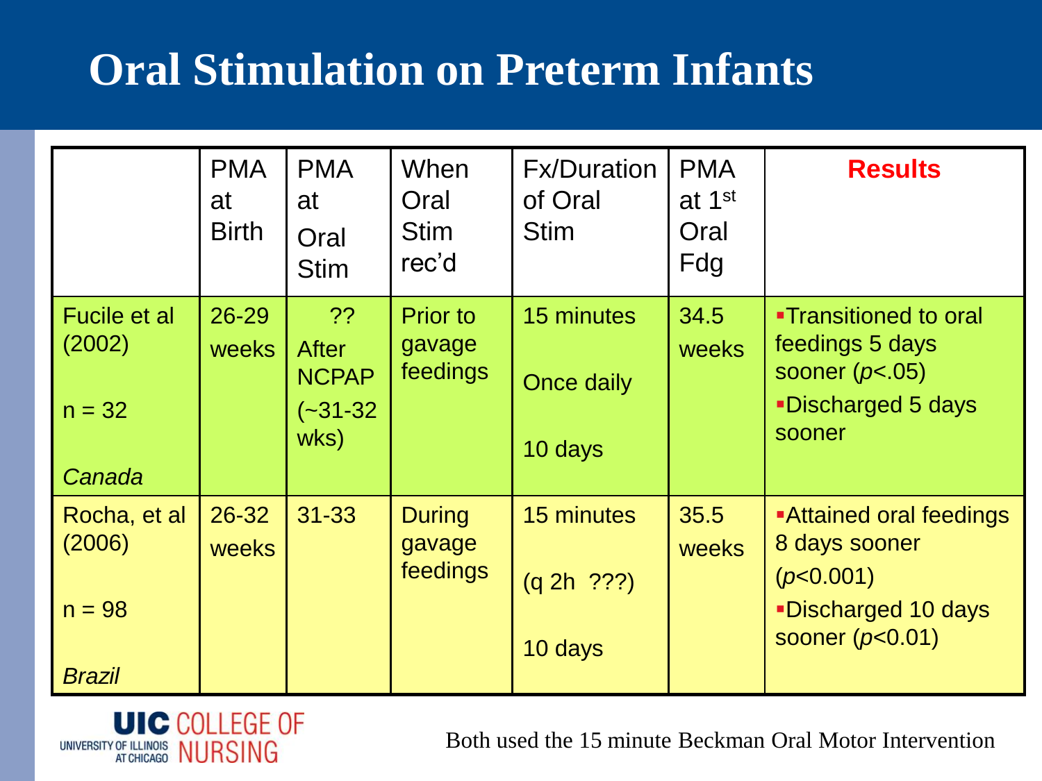# Oral Stimulation on Preterm Infants

| | PMA at Birth | PMA at Oral Stim | When Oral Stim rec'd | Fx/Duration of Oral Stim | PMA at 1st Oral Fdg | Results |
|---|---|---|---|---|---|---|
| Fucile et al (2002) n = 32 *Canada* | 26-29 weeks | ?? After NCPAP (~31-32 wks) | Prior to gavage feedings | 15 minutes Once daily 10 days | 34.5 weeks | ▪Transitioned to oral feedings 5 days sooner ($p<.05$) ▪Discharged 5 days sooner |
| Rocha, et al (2006) n = 98 *Brazil* | 26-32 weeks | 31-33 | During gavage feedings | 15 minutes (q 2h ???) 10 days | 35.5 weeks | ▪Attained oral feedings 8 days sooner ($p<0.001$) ▪Discharged 10 days sooner ($p<0.01$) |

Both used the 15 minute Beckman Oral Motor Intervention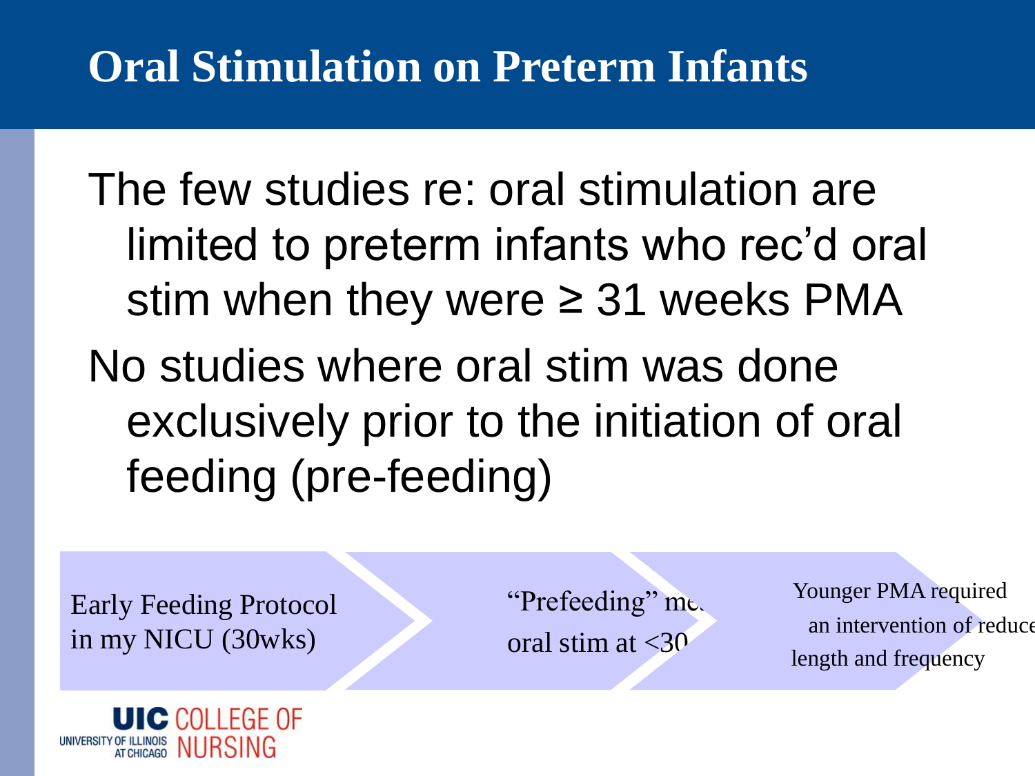# Oral Stimulation on Preterm Infants

The few studies re: oral stimulation are limited to preterm infants who rec'd oral stim when they were ≥ 31 weeks PMA

No studies where oral stim was done exclusively prior to the initiation of oral feeding (pre-feeding)

- Early Feeding Protocol in my NICU (30wks)
- "Prefeeding" me… oral stim at <30
- Younger PMA required an intervention of reduce length and frequency

UIC COLLEGE OF NURSING
UNIVERSITY OF ILLINOIS AT CHICAGO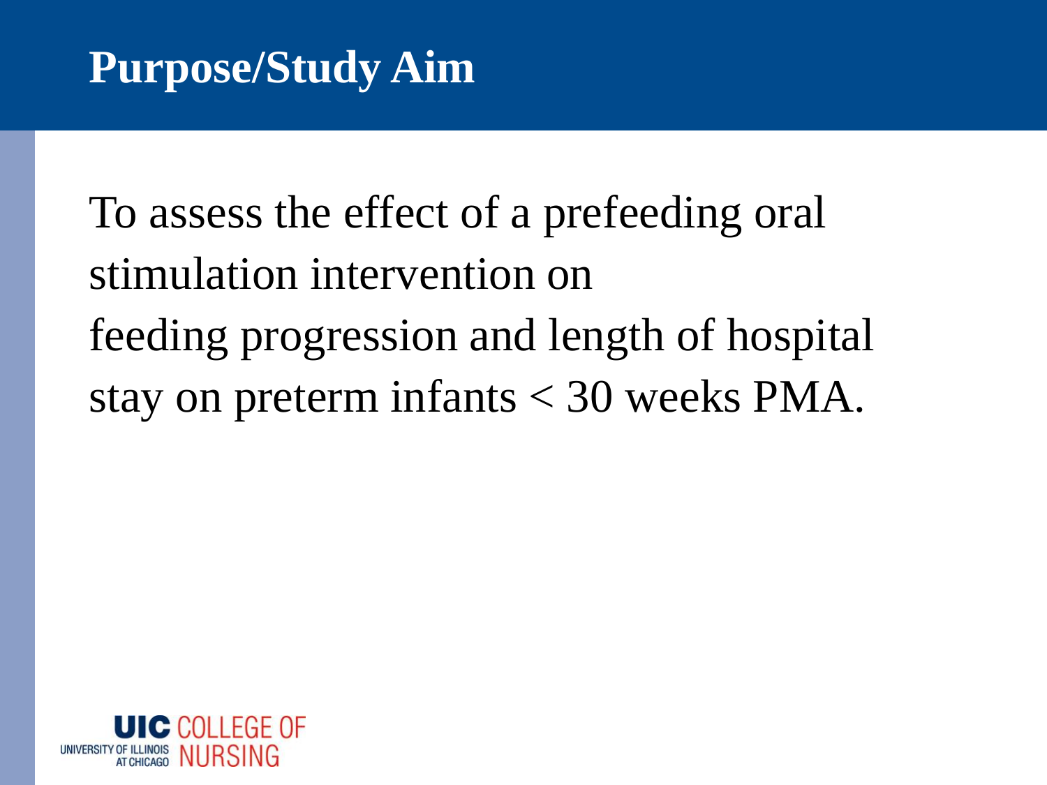# Purpose/Study Aim

To assess the effect of a prefeeding oral stimulation intervention on feeding progression and length of hospital stay on preterm infants < 30 weeks PMA.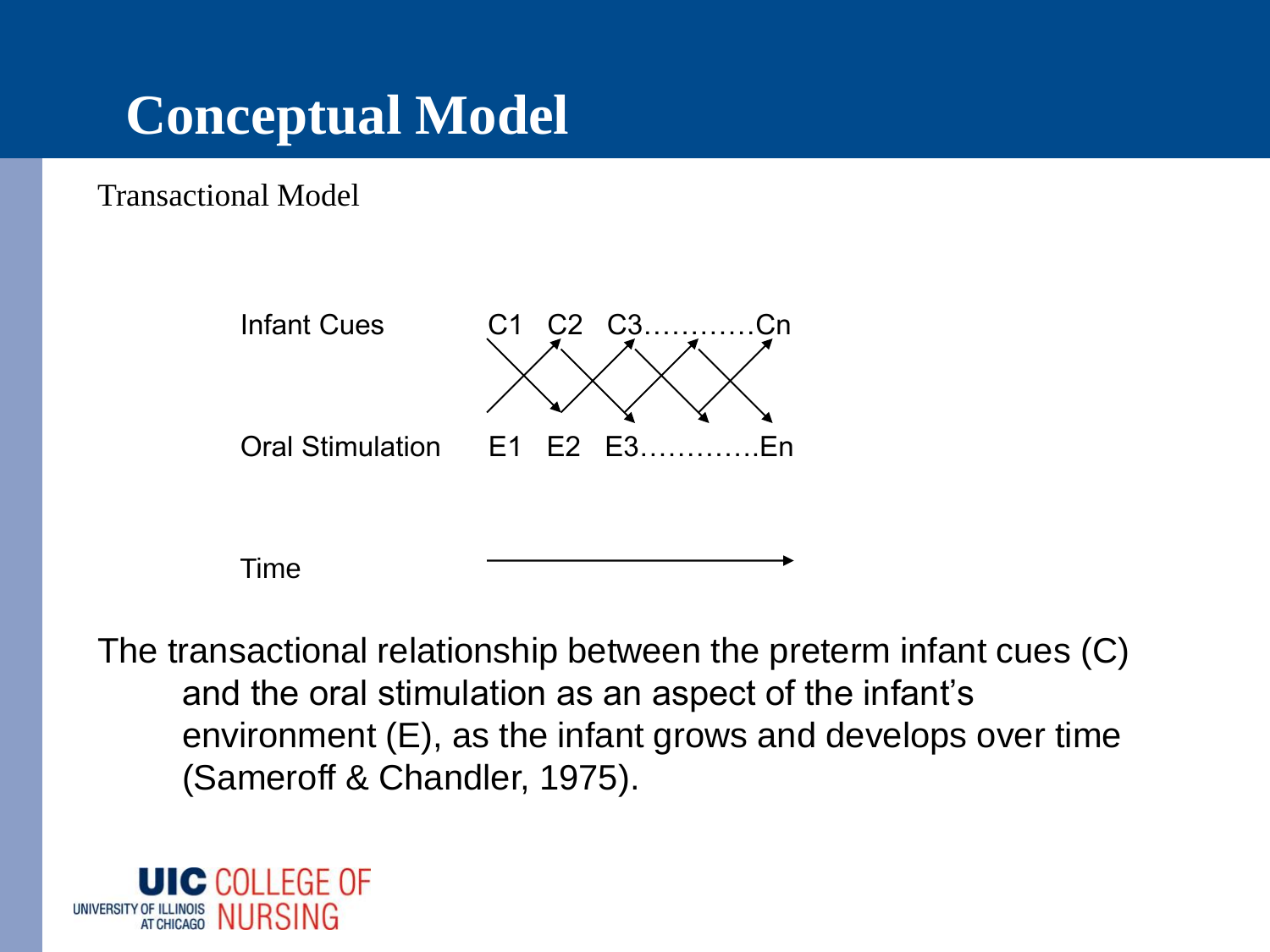# Conceptual Model

Transactional Model

Infant Cues C1 C2 C3…………Cn

Oral Stimulation E1 E2 E3………….En

Time

The transactional relationship between the preterm infant cues (C) and the oral stimulation as an aspect of the infant's environment (E), as the infant grows and develops over time (Sameroff & Chandler, 1975).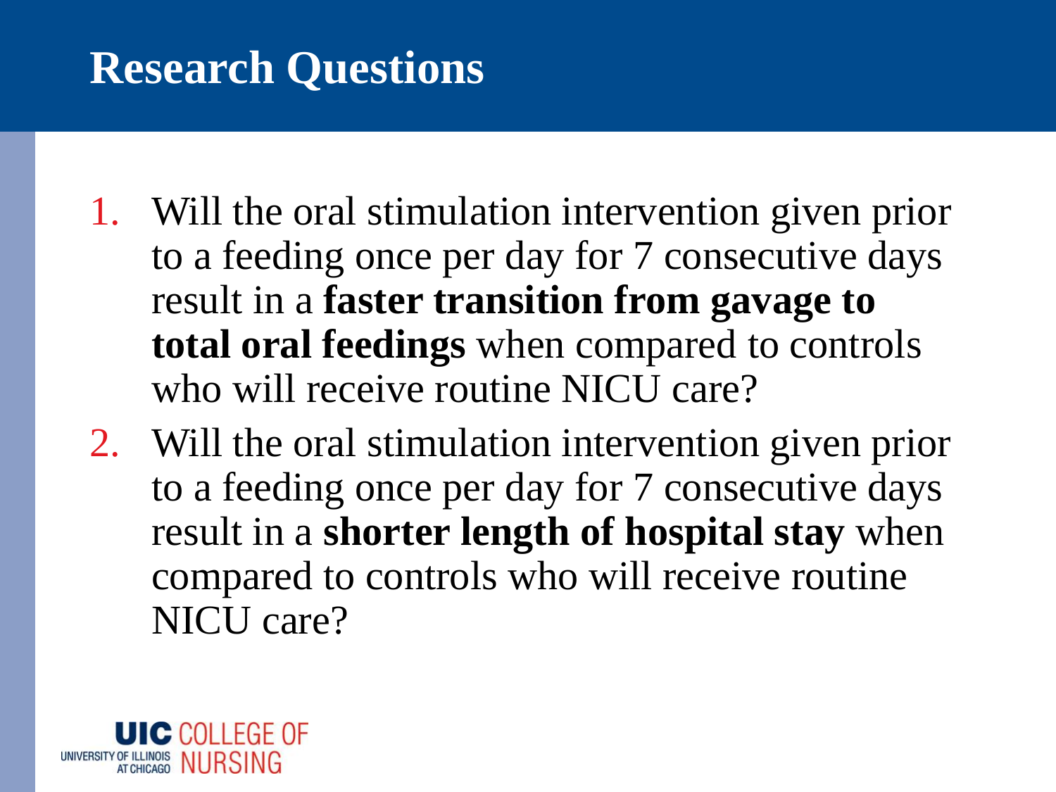# Research Questions

1. Will the oral stimulation intervention given prior to a feeding once per day for 7 consecutive days result in a **faster transition from gavage to total oral feedings** when compared to controls who will receive routine NICU care?
2. Will the oral stimulation intervention given prior to a feeding once per day for 7 consecutive days result in a **shorter length of hospital stay** when compared to controls who will receive routine NICU care?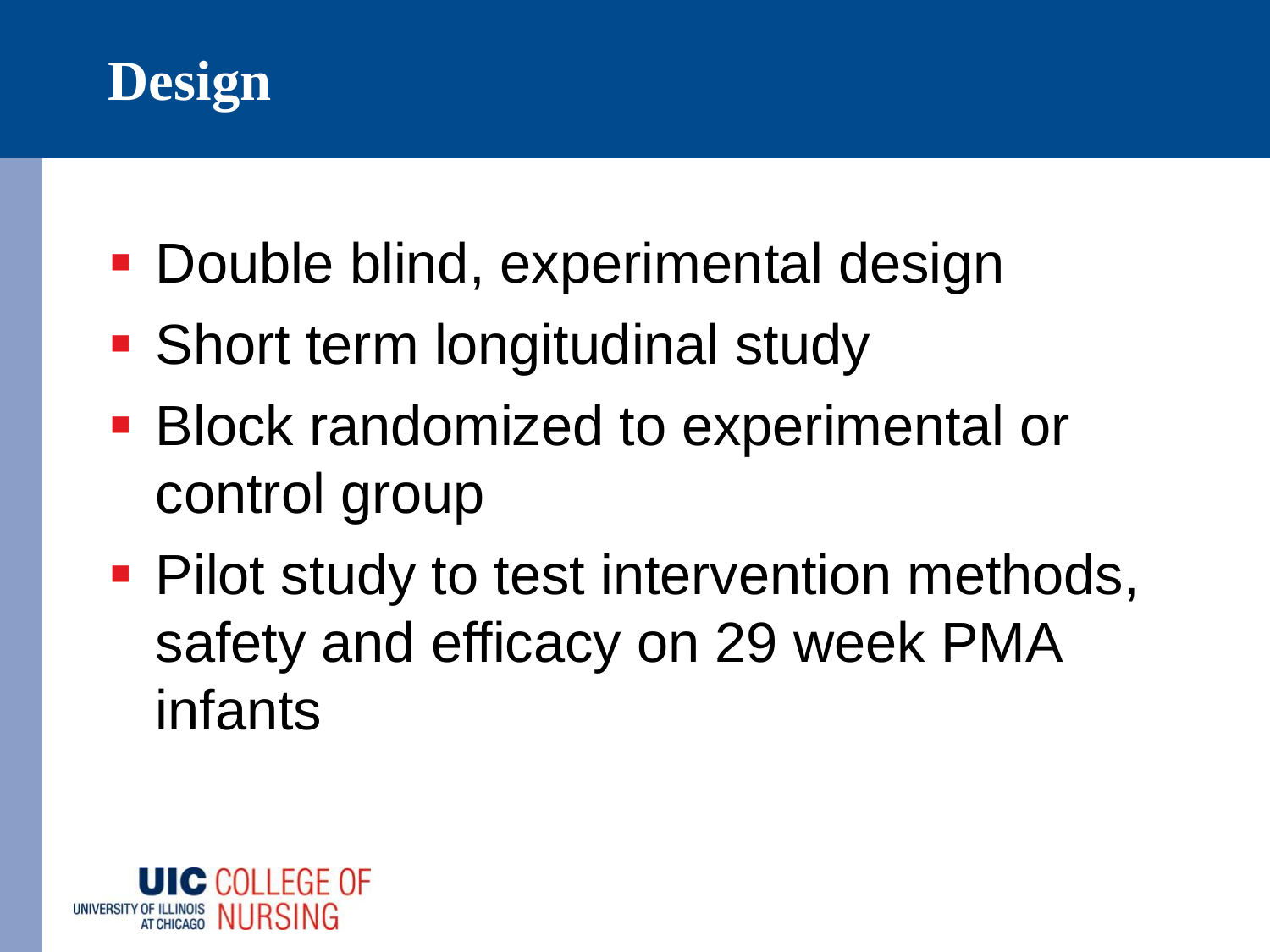# Design

- Double blind, experimental design
- Short term longitudinal study
- Block randomized to experimental or control group
- Pilot study to test intervention methods, safety and efficacy on 29 week PMA infants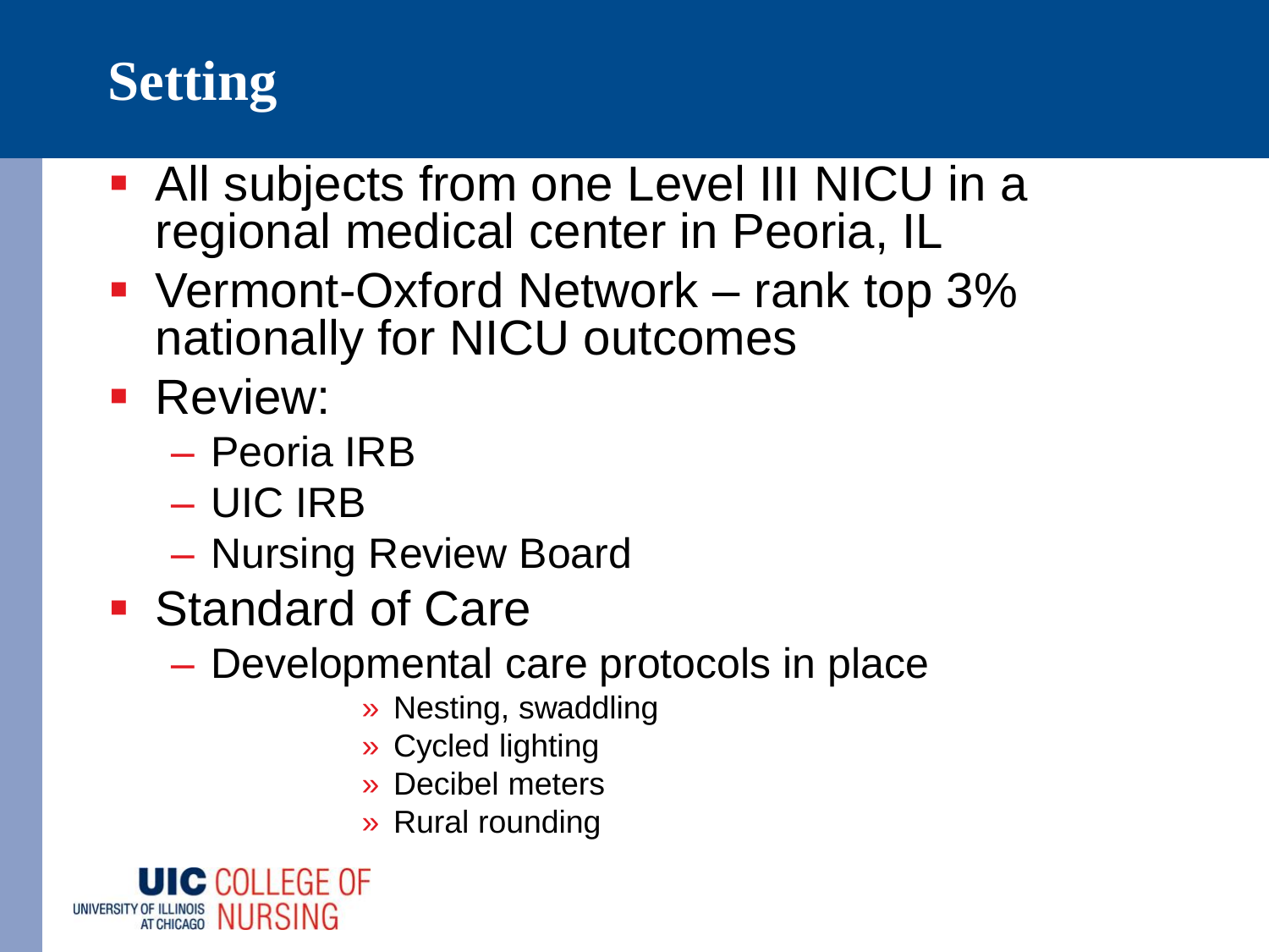# Setting

- All subjects from one Level III NICU in a regional medical center in Peoria, IL
- Vermont-Oxford Network – rank top 3% nationally for NICU outcomes
- Review:
  - Peoria IRB
  - UIC IRB
  - Nursing Review Board
- Standard of Care
  - Developmental care protocols in place
    - Nesting, swaddling
    - Cycled lighting
    - Decibel meters
    - Rural rounding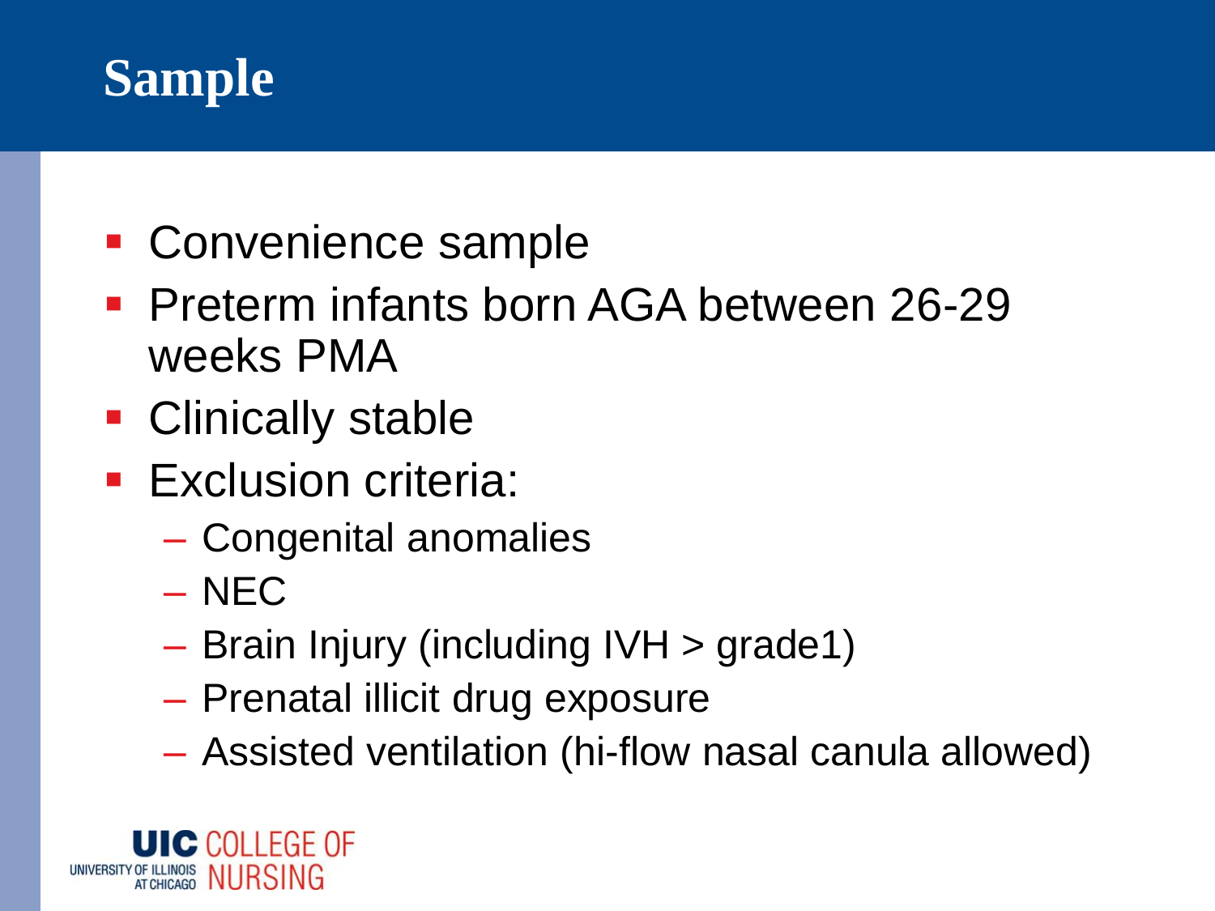# Sample

- Convenience sample
- Preterm infants born AGA between 26-29 weeks PMA
- Clinically stable
- Exclusion criteria:
  - Congenital anomalies
  - NEC
  - Brain Injury (including IVH > grade1)
  - Prenatal illicit drug exposure
  - Assisted ventilation (hi-flow nasal canula allowed)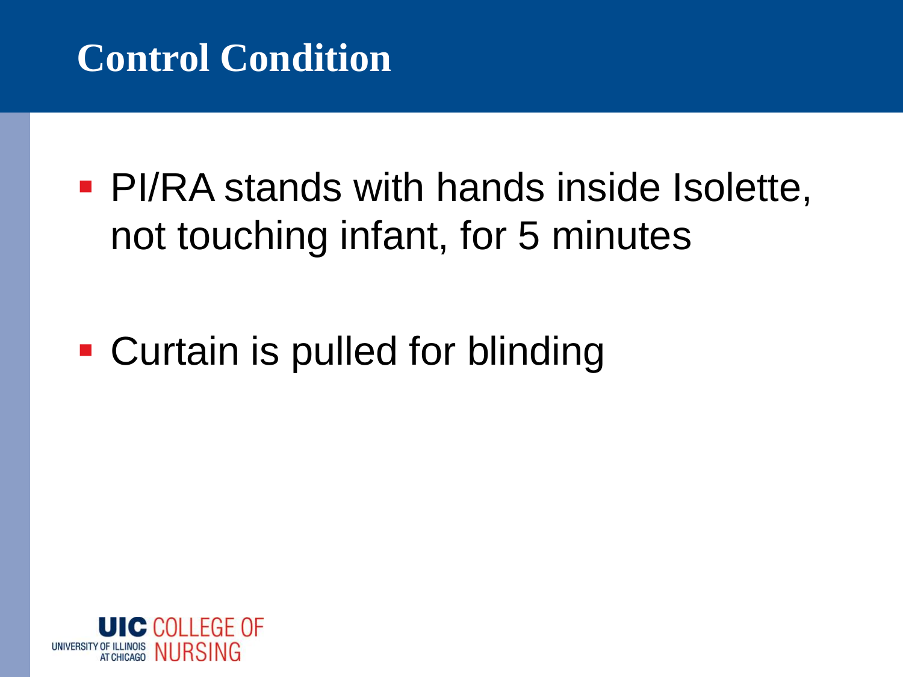# Control Condition

- PI/RA stands with hands inside Isolette, not touching infant, for 5 minutes
- Curtain is pulled for blinding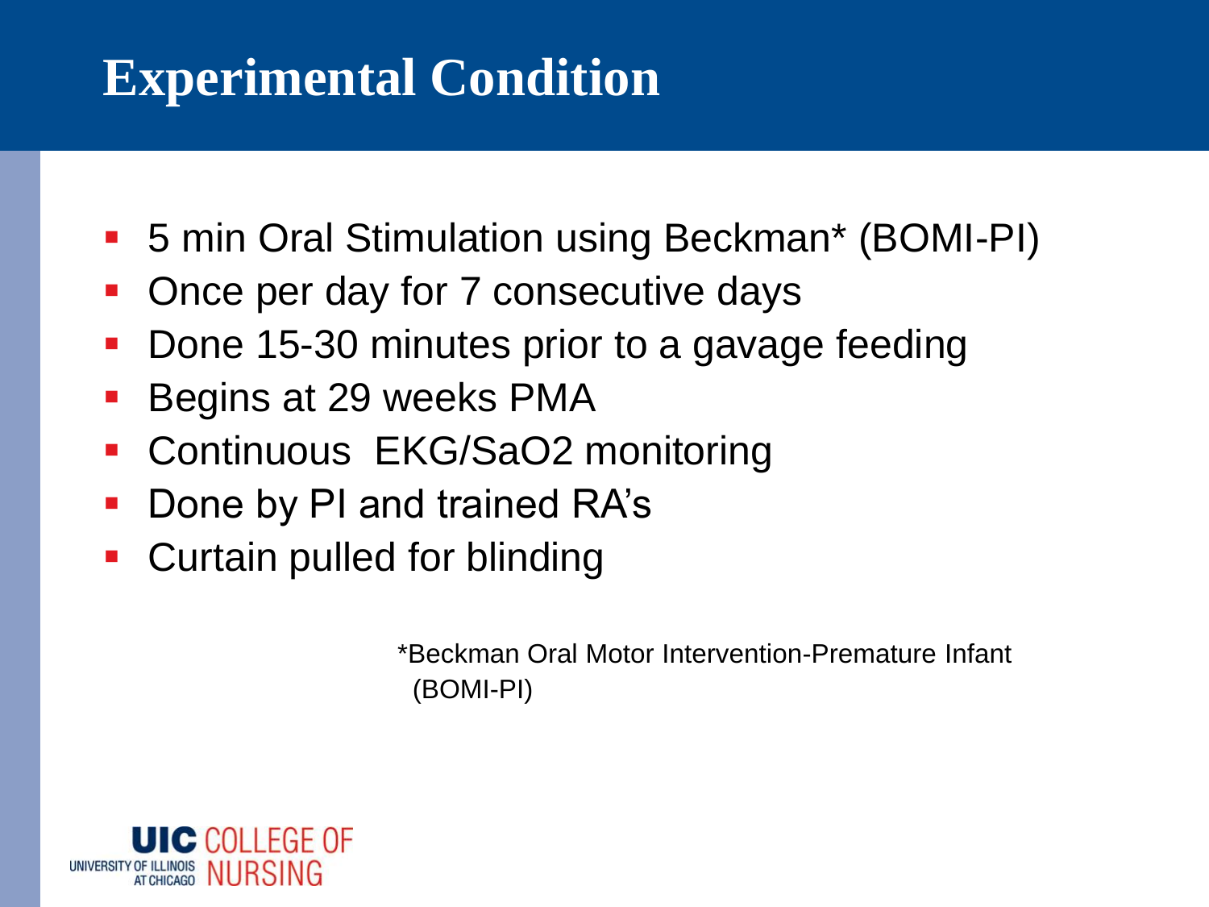# Experimental Condition

- 5 min Oral Stimulation using Beckman* (BOMI-PI)
- Once per day for 7 consecutive days
- Done 15-30 minutes prior to a gavage feeding
- Begins at 29 weeks PMA
- Continuous EKG/SaO2 monitoring
- Done by PI and trained RA's
- Curtain pulled for blinding

*Beckman Oral Motor Intervention-Premature Infant (BOMI-PI)

UIC COLLEGE OF NURSING
UNIVERSITY OF ILLINOIS AT CHICAGO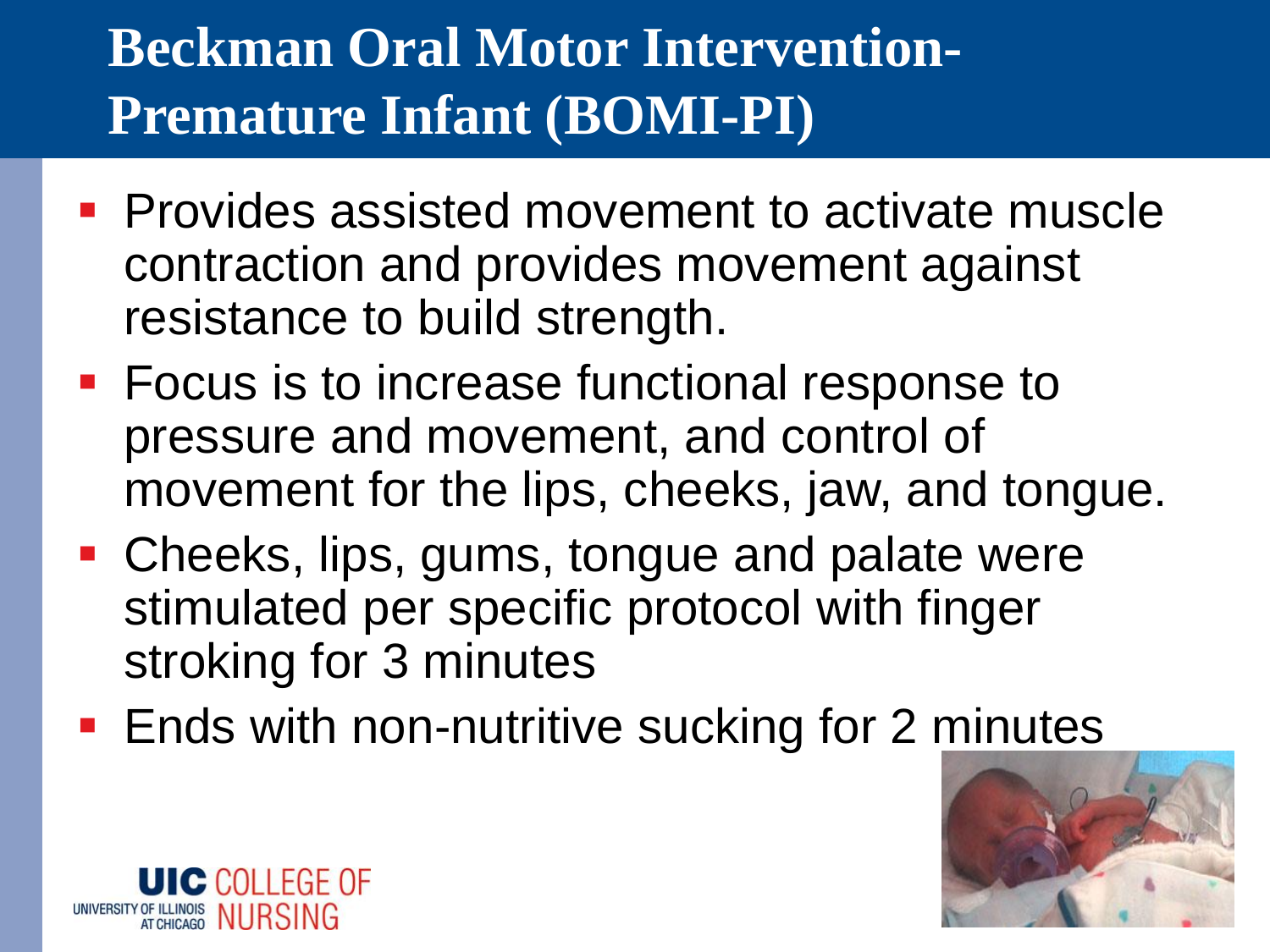# Beckman Oral Motor Intervention- Premature Infant (BOMI-PI)

- Provides assisted movement to activate muscle contraction and provides movement against resistance to build strength.
- Focus is to increase functional response to pressure and movement, and control of movement for the lips, cheeks, jaw, and tongue.
- Cheeks, lips, gums, tongue and palate were stimulated per specific protocol with finger stroking for 3 minutes
- Ends with non-nutritive sucking for 2 minutes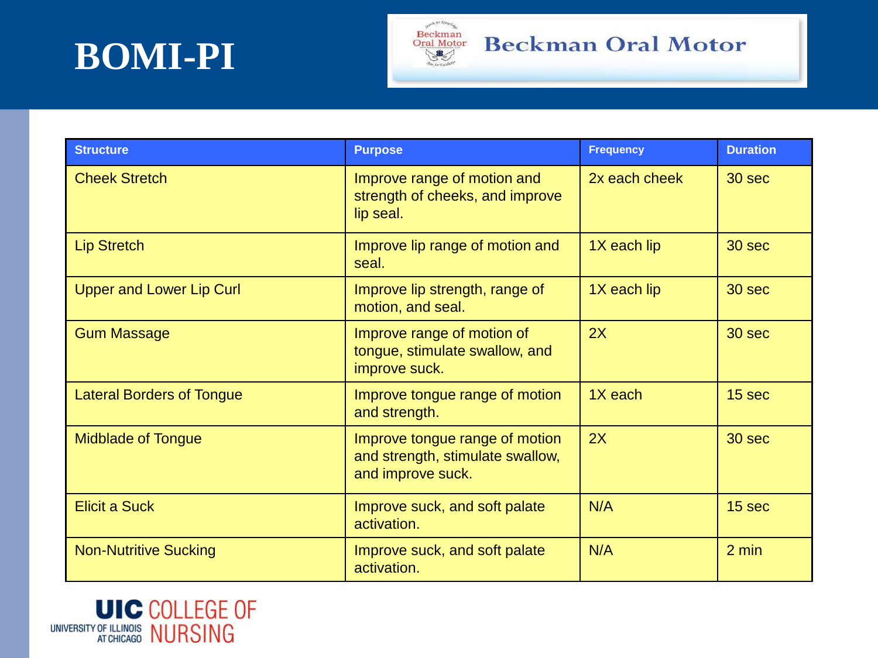# BOMI-PI

Beckman Oral Motor

| Structure | Purpose | Frequency | Duration |
|---|---|---|---|
| Cheek Stretch | Improve range of motion and strength of cheeks, and improve lip seal. | 2x each cheek | 30 sec |
| Lip Stretch | Improve lip range of motion and seal. | 1X each lip | 30 sec |
| Upper and Lower Lip Curl | Improve lip strength, range of motion, and seal. | 1X each lip | 30 sec |
| Gum Massage | Improve range of motion of tongue, stimulate swallow, and improve suck. | 2X | 30 sec |
| Lateral Borders of Tongue | Improve tongue range of motion and strength. | 1X each | 15 sec |
| Midblade of Tongue | Improve tongue range of motion and strength, stimulate swallow, and improve suck. | 2X | 30 sec |
| Elicit a Suck | Improve suck, and soft palate activation. | N/A | 15 sec |
| Non-Nutritive Sucking | Improve suck, and soft palate activation. | N/A | 2 min |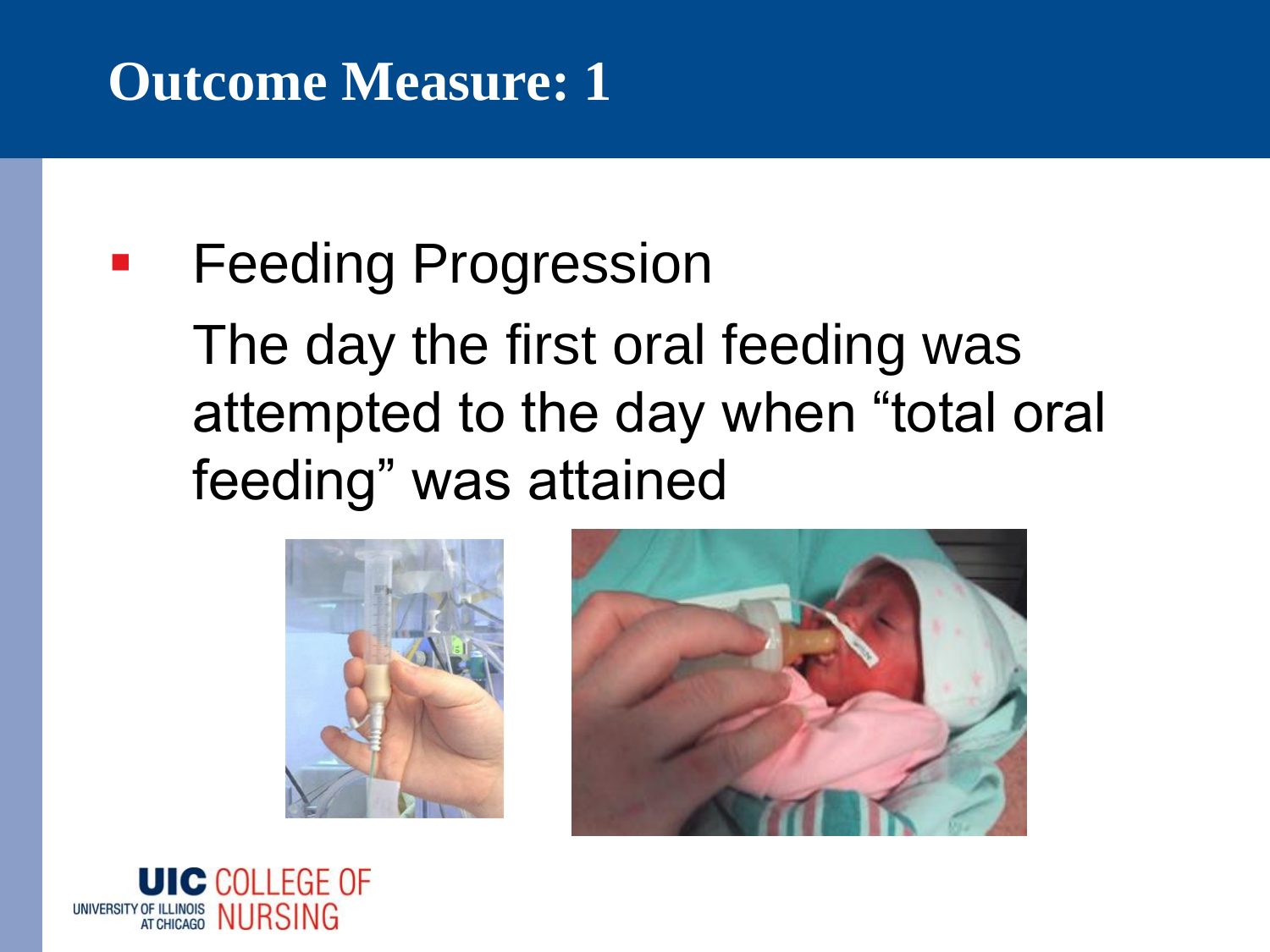# Outcome Measure: 1

- Feeding Progression

  The day the first oral feeding was attempted to the day when “total oral feeding” was attained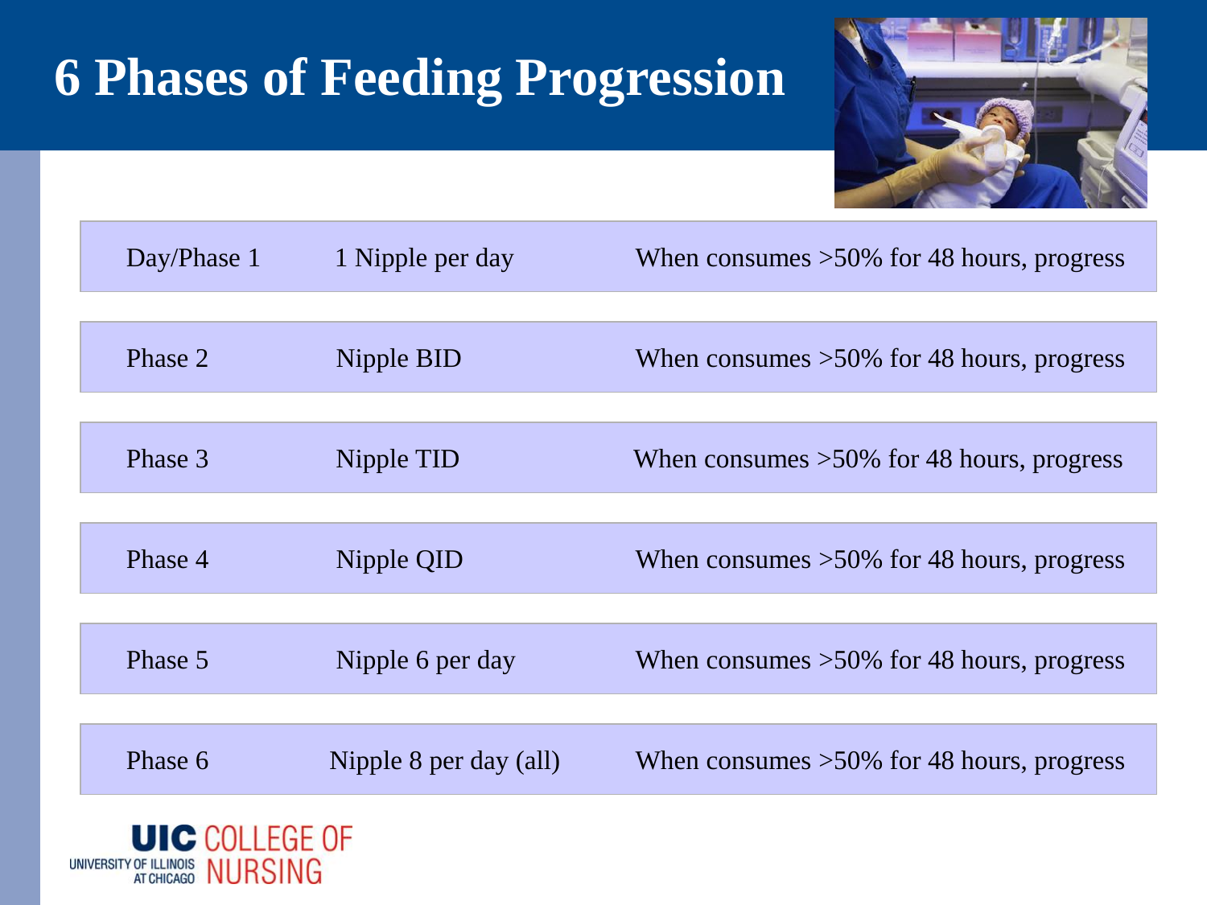# 6 Phases of Feeding Progression

| | | |
|---|---|---|
| Day/Phase 1 | 1 Nipple per day | When consumes >50% for 48 hours, progress |
| Phase 2 | Nipple BID | When consumes >50% for 48 hours, progress |
| Phase 3 | Nipple TID | When consumes >50% for 48 hours, progress |
| Phase 4 | Nipple QID | When consumes >50% for 48 hours, progress |
| Phase 5 | Nipple 6 per day | When consumes >50% for 48 hours, progress |
| Phase 6 | Nipple 8 per day (all) | When consumes >50% for 48 hours, progress |

UIC COLLEGE OF NURSING
UNIVERSITY OF ILLINOIS AT CHICAGO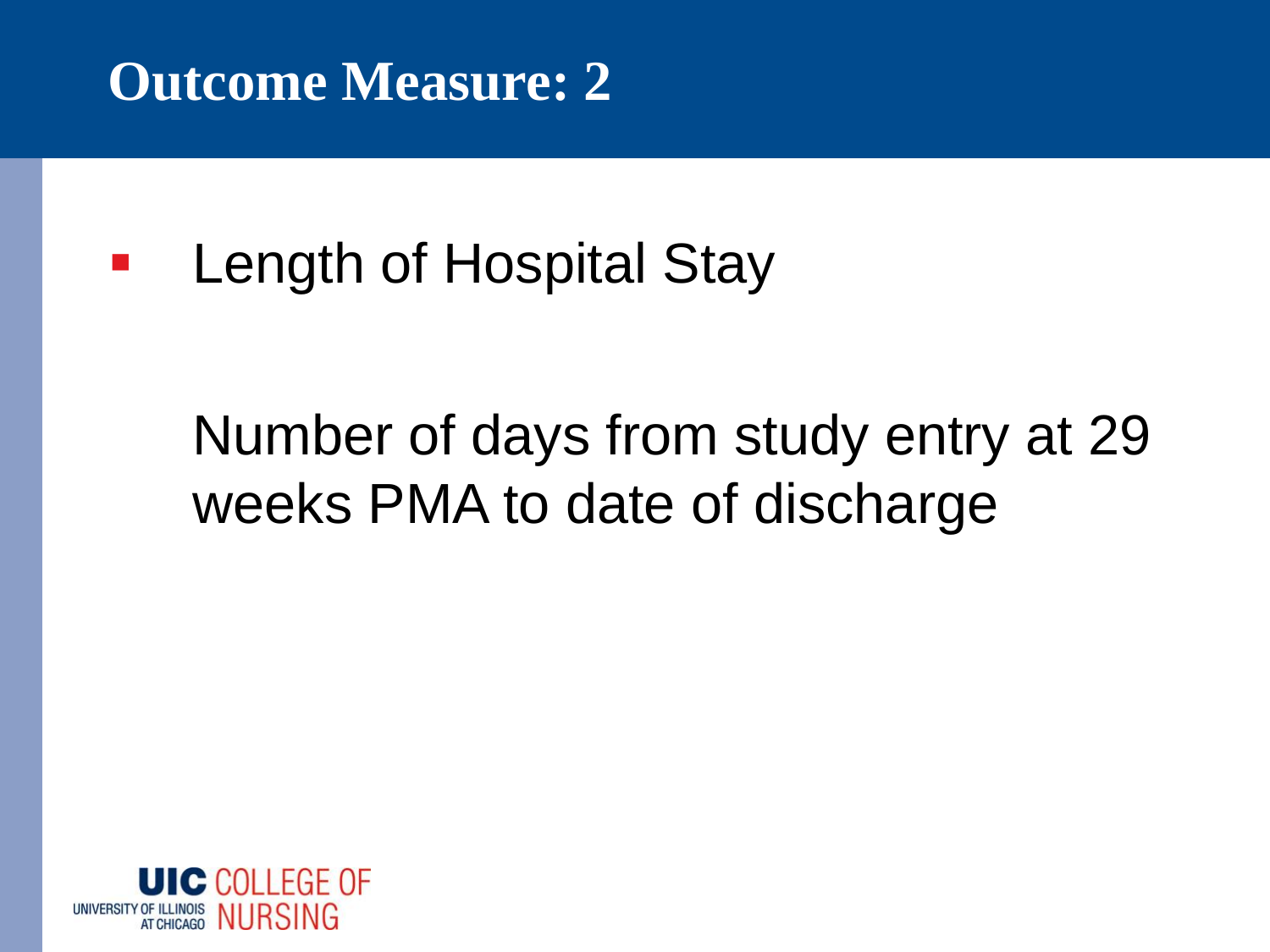# Outcome Measure: 2

- Length of Hospital Stay

  Number of days from study entry at 29 weeks PMA to date of discharge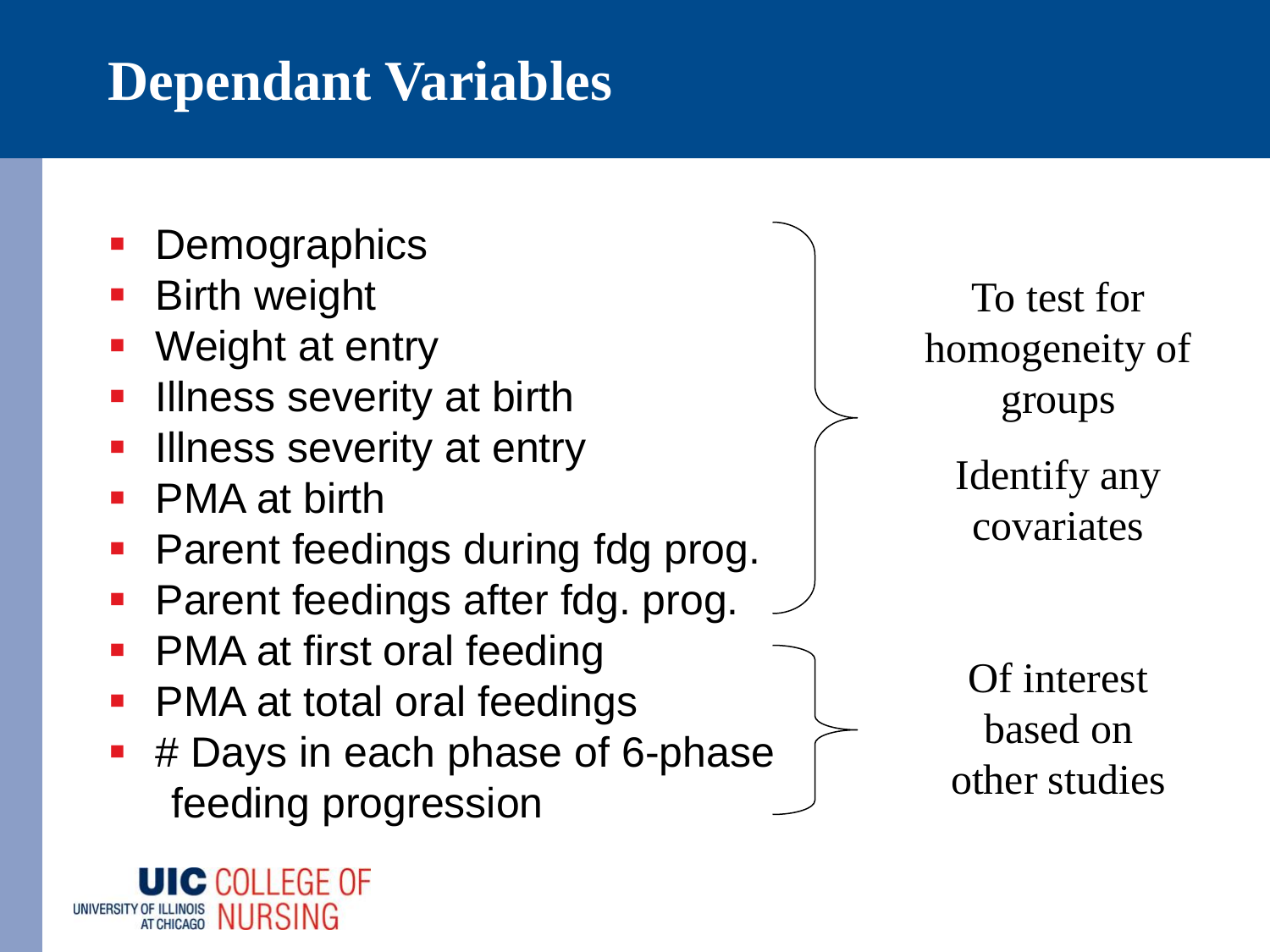# Dependant Variables

- Demographics
- Birth weight
- Weight at entry
- Illness severity at birth
- Illness severity at entry
- PMA at birth
- Parent feedings during fdg prog.
- Parent feedings after fdg. prog.

To test for homogeneity of groups

Identify any covariates

- PMA at first oral feeding
- PMA at total oral feedings
- # Days in each phase of 6-phase feeding progression

Of interest based on other studies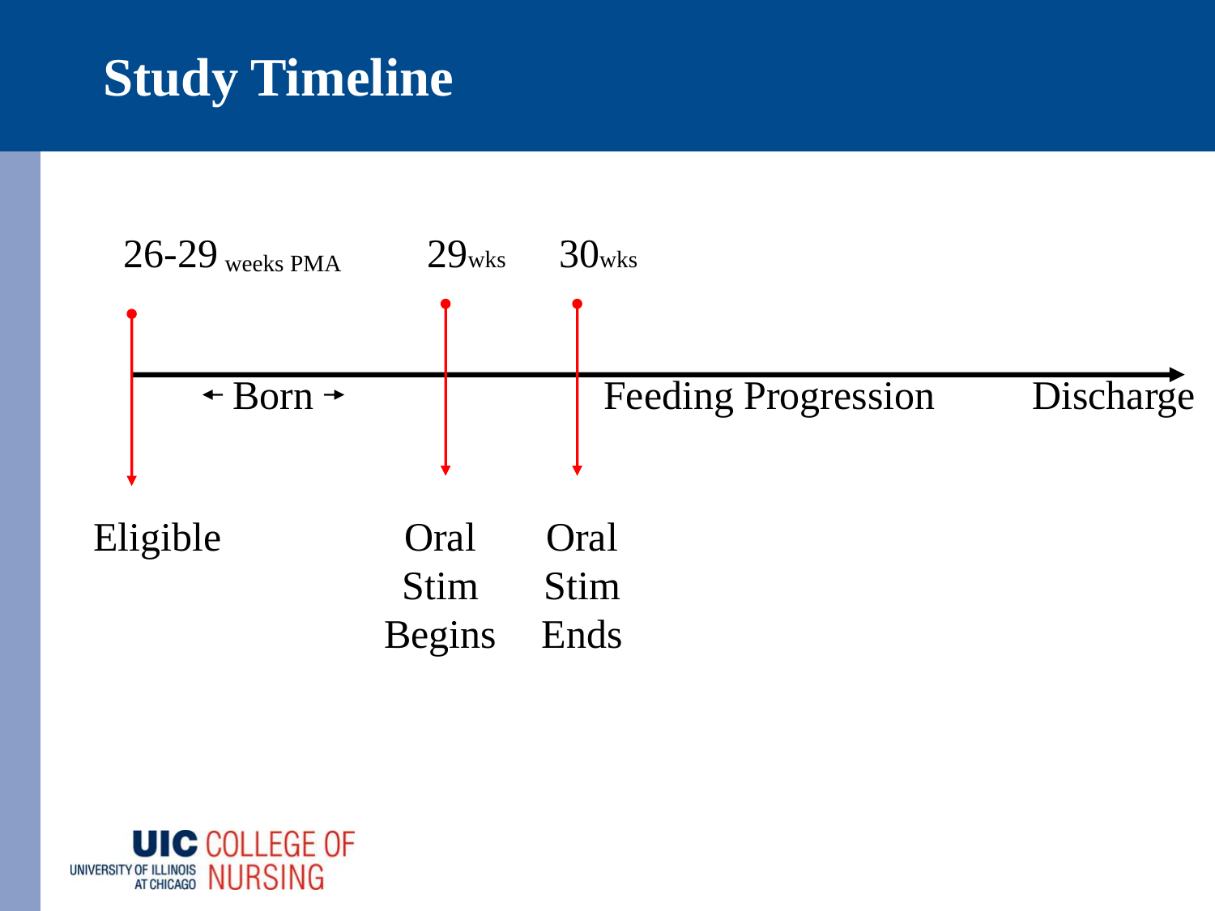# Study Timeline

26-29 weeks PMA — 29wks — 30wks

← Born → — Feeding Progression — Discharge

Eligible — Oral Stim Begins — Oral Stim Ends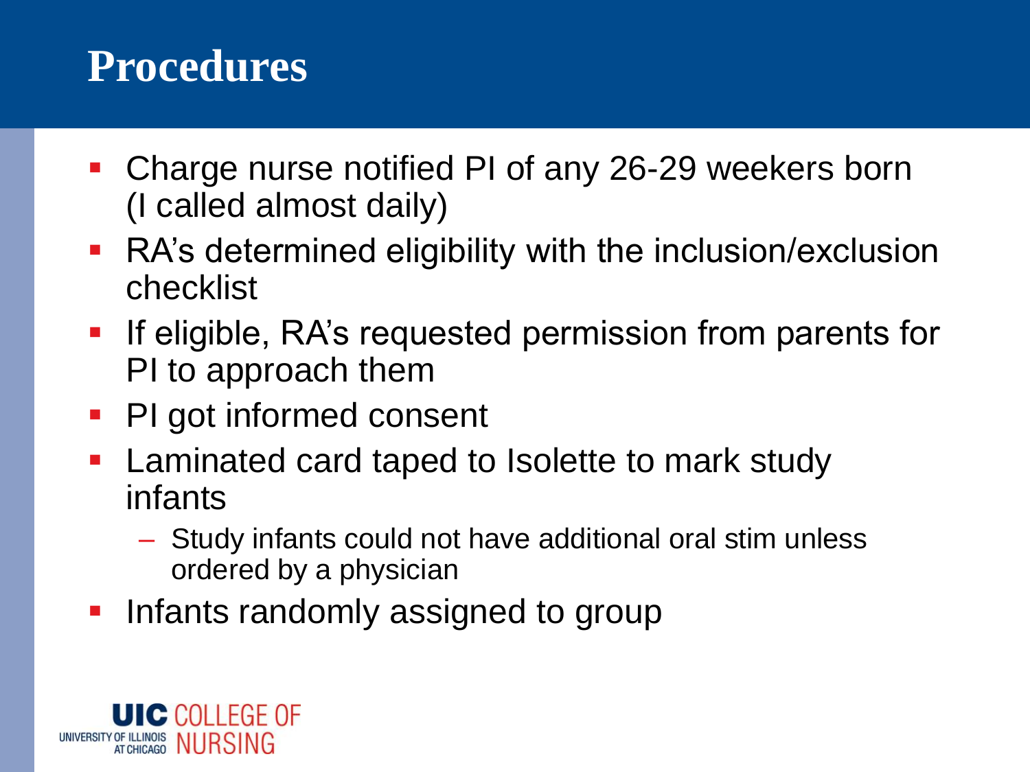# Procedures

- Charge nurse notified PI of any 26-29 weekers born (I called almost daily)
- RA's determined eligibility with the inclusion/exclusion checklist
- If eligible, RA's requested permission from parents for PI to approach them
- PI got informed consent
- Laminated card taped to Isolette to mark study infants
  - Study infants could not have additional oral stim unless ordered by a physician
- Infants randomly assigned to group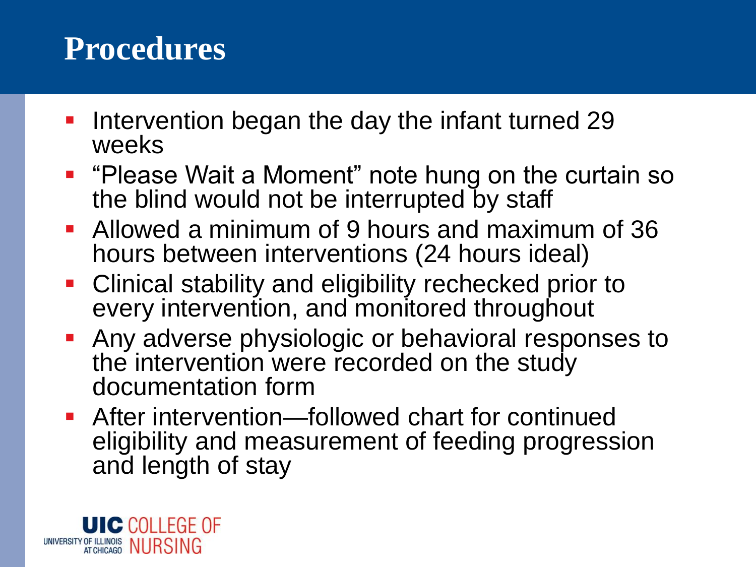# Procedures

- Intervention began the day the infant turned 29 weeks
- “Please Wait a Moment” note hung on the curtain so the blind would not be interrupted by staff
- Allowed a minimum of 9 hours and maximum of 36 hours between interventions (24 hours ideal)
- Clinical stability and eligibility rechecked prior to every intervention, and monitored throughout
- Any adverse physiologic or behavioral responses to the intervention were recorded on the study documentation form
- After intervention—followed chart for continued eligibility and measurement of feeding progression and length of stay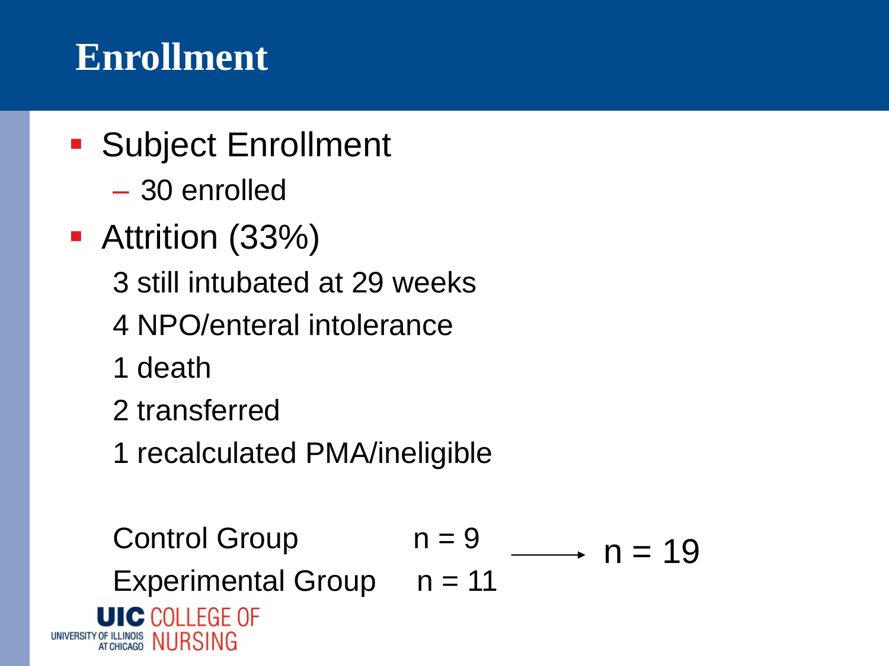# Enrollment

- Subject Enrollment
  - 30 enrolled
- Attrition (33%)

  3 still intubated at 29 weeks

  4 NPO/enteral intolerance

  1 death

  2 transferred

  1 recalculated PMA/ineligible

Control Group n = 9

Experimental Group n = 11 → n = 19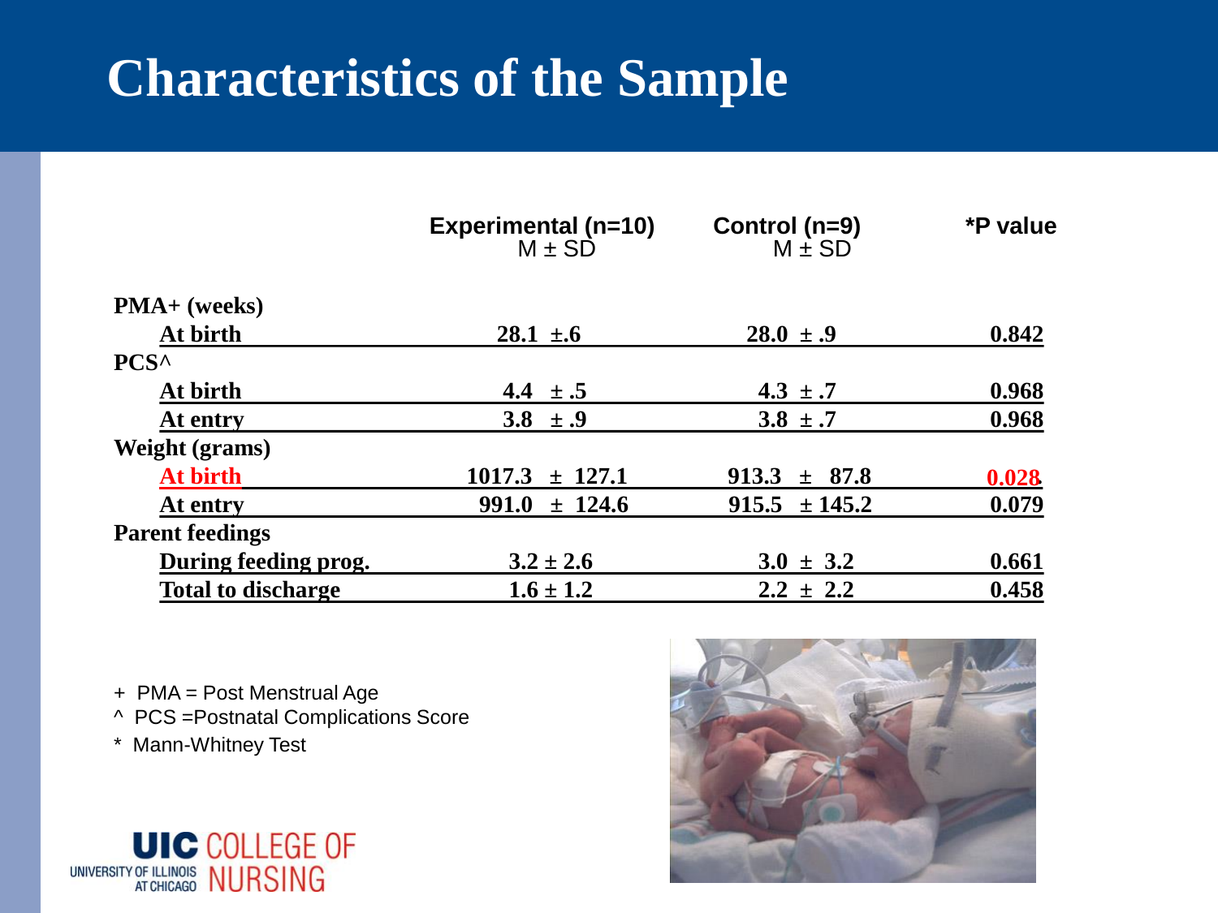# Characteristics of the Sample

| | Experimental (n=10) M ± SD | Control (n=9) M ± SD | *P value |
|---|---|---|---|
| **PMA+ (weeks)** | | | |
| At birth | 28.1 ±.6 | 28.0 ± .9 | 0.842 |
| **PCS^** | | | |
| At birth | 4.4 ± .5 | 4.3 ± .7 | 0.968 |
| At entry | 3.8 ± .9 | 3.8 ± .7 | 0.968 |
| **Weight (grams)** | | | |
| At birth | 1017.3 ± 127.1 | 913.3 ± 87.8 | 0.028 |
| At entry | 991.0 ± 124.6 | 915.5 ± 145.2 | 0.079 |
| **Parent feedings** | | | |
| During feeding prog. | 3.2 ± 2.6 | 3.0 ± 3.2 | 0.661 |
| Total to discharge | 1.6 ± 1.2 | 2.2 ± 2.2 | 0.458 |

+ PMA = Post Menstrual Age

^ PCS =Postnatal Complications Score

* Mann-Whitney Test

UIC COLLEGE OF NURSING
UNIVERSITY OF ILLINOIS AT CHICAGO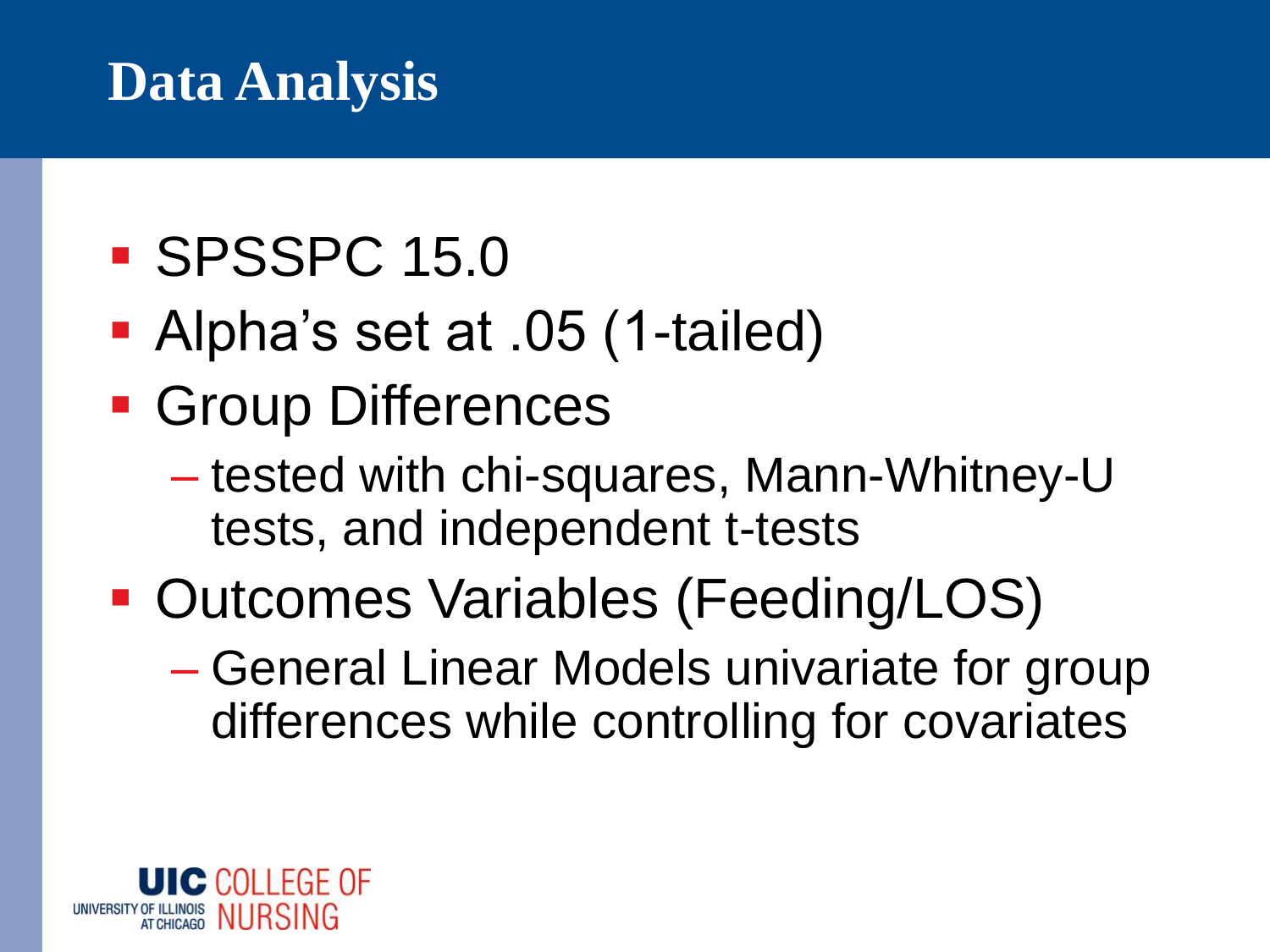# Data Analysis

- SPSSPC 15.0
- Alpha's set at .05 (1-tailed)
- Group Differences
  - tested with chi-squares, Mann-Whitney-U tests, and independent t-tests
- Outcomes Variables (Feeding/LOS)
  - General Linear Models univariate for group differences while controlling for covariates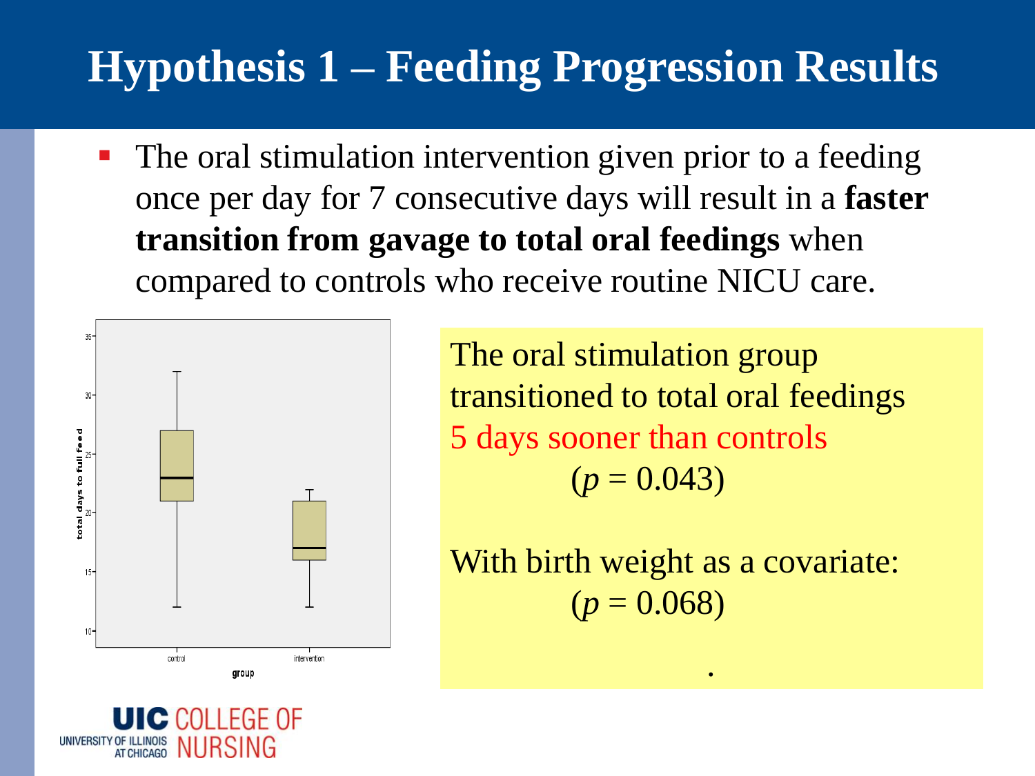# Hypothesis 1 – Feeding Progression Results

- The oral stimulation intervention given prior to a feeding once per day for 7 consecutive days will result in a **faster transition from gavage to total oral feedings** when compared to controls who receive routine NICU care.

The oral stimulation group transitioned to total oral feedings 5 days sooner than controls

($p = 0.043$)

With birth weight as a covariate:

($p = 0.068$)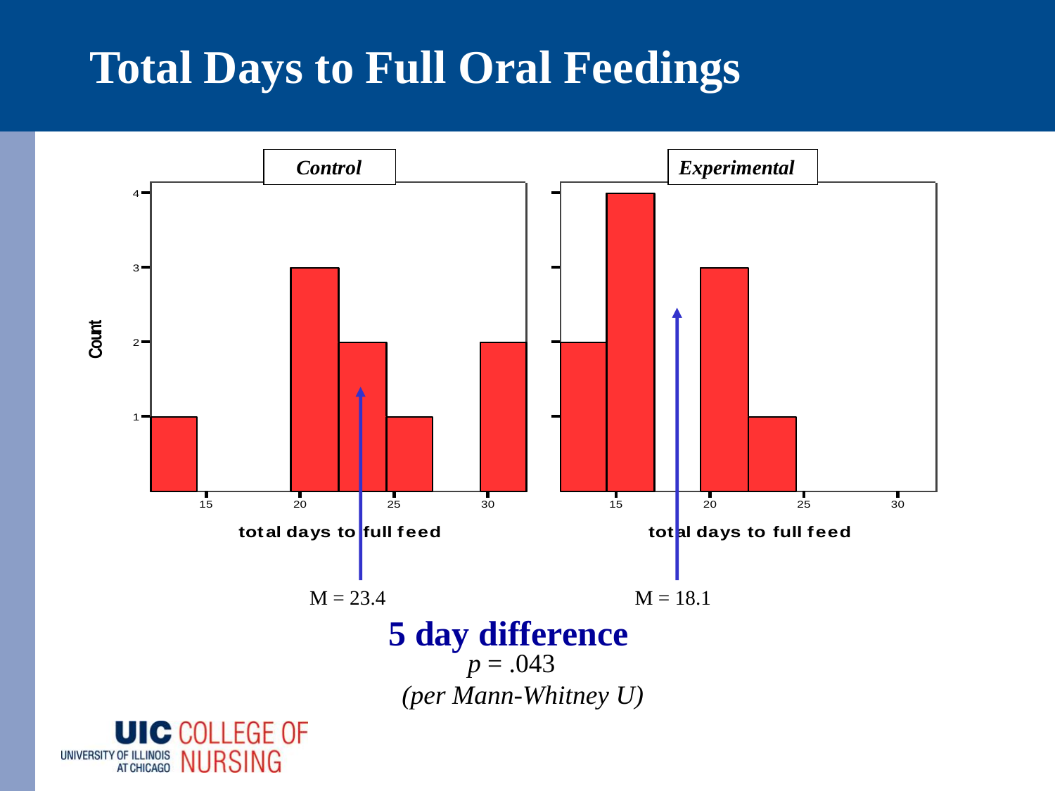# Total Days to Full Oral Feedings

*Control*

*Experimental*

Count

total days to full feed

total days to full feed

M = 23.4

M = 18.1

**5 day difference**

$p = .043$

*(per Mann-Whitney U)*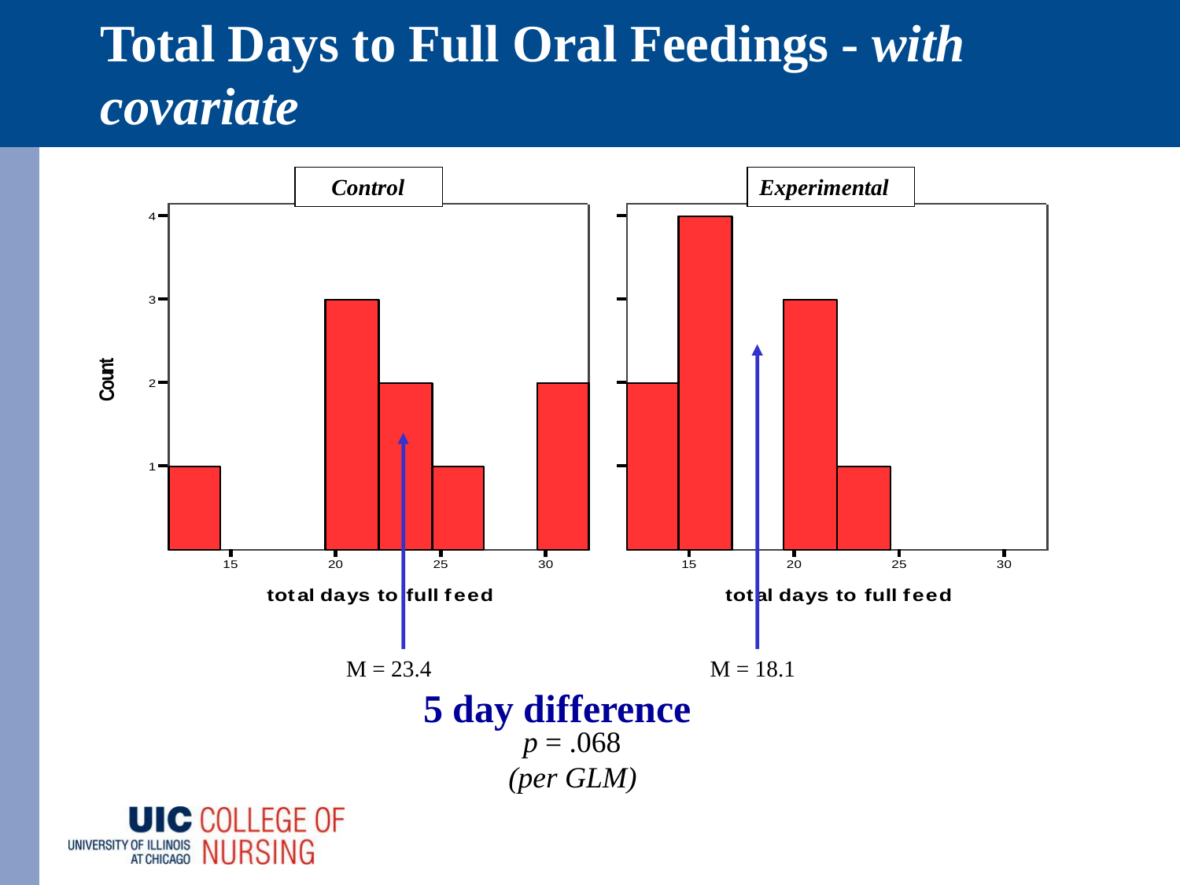# Total Days to Full Oral Feedings - *with covariate*

**Control**

**Experimental**

Count

total days to full feed

total days to full feed

M = 23.4

M = 18.1

**5 day difference**

$p = .068$

*(per GLM)*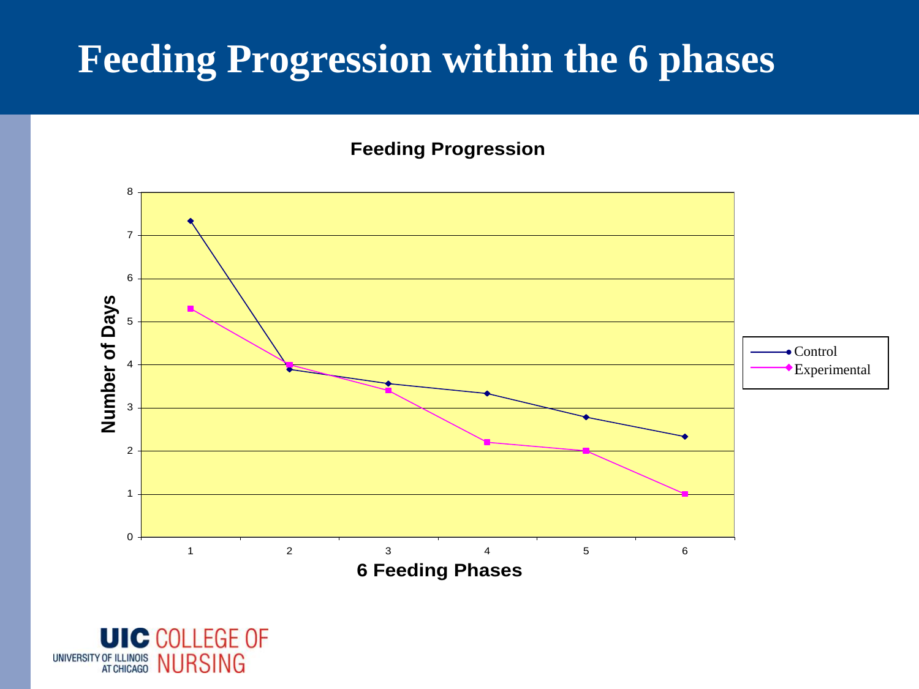# Feeding Progression within the 6 phases

**Feeding Progression**

| 6 Feeding Phases | Control (Number of Days) | Experimental (Number of Days) |
|---|---|---|
| 1 | 7.33 | 5.3 |
| 2 | 3.9 | 4 |
| 3 | 3.56 | 3.4 |
| 4 | 3.33 | 2.2 |
| 5 | 2.78 | 2 |
| 6 | 2.33 | 1 |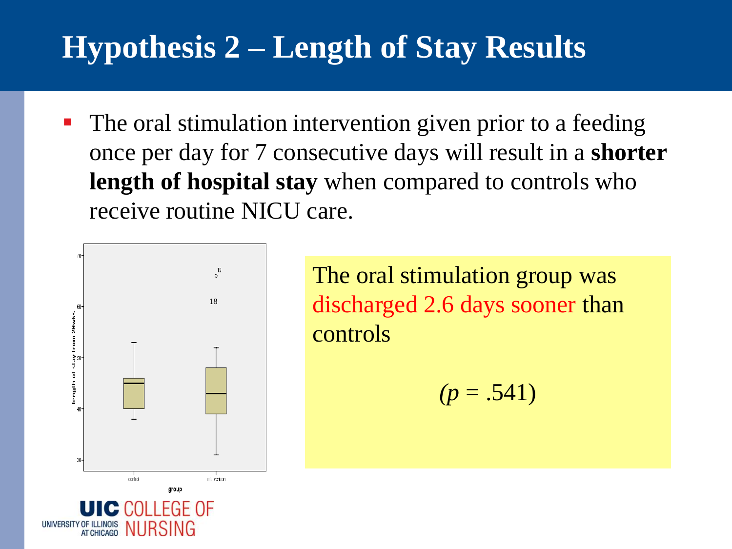# Hypothesis 2 – Length of Stay Results

- The oral stimulation intervention given prior to a feeding once per day for 7 consecutive days will result in a **shorter length of hospital stay** when compared to controls who receive routine NICU care.

The oral stimulation group was discharged 2.6 days sooner than controls

($p$ = .541)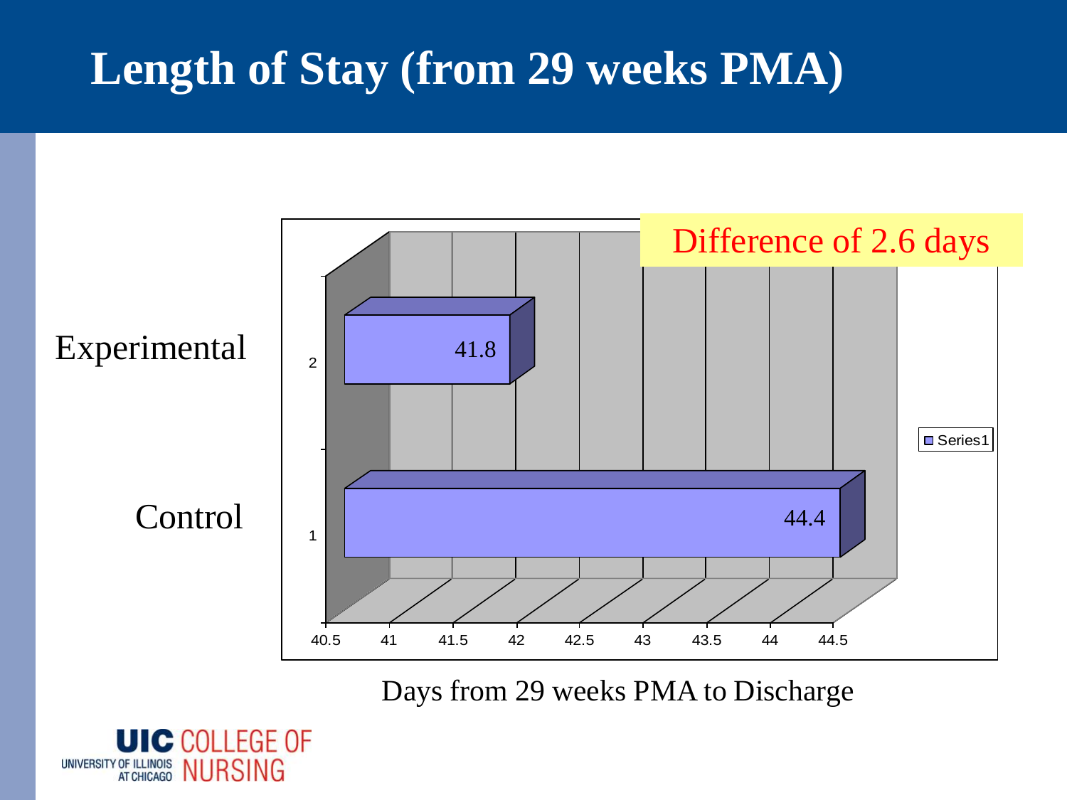# Length of Stay (from 29 weeks PMA)

Difference of 2.6 days

| | Days from 29 weeks PMA to Discharge |
|---|---|
| Experimental | 41.8 |
| Control | 44.4 |

Days from 29 weeks PMA to Discharge

UIC COLLEGE OF NURSING
UNIVERSITY OF ILLINOIS AT CHICAGO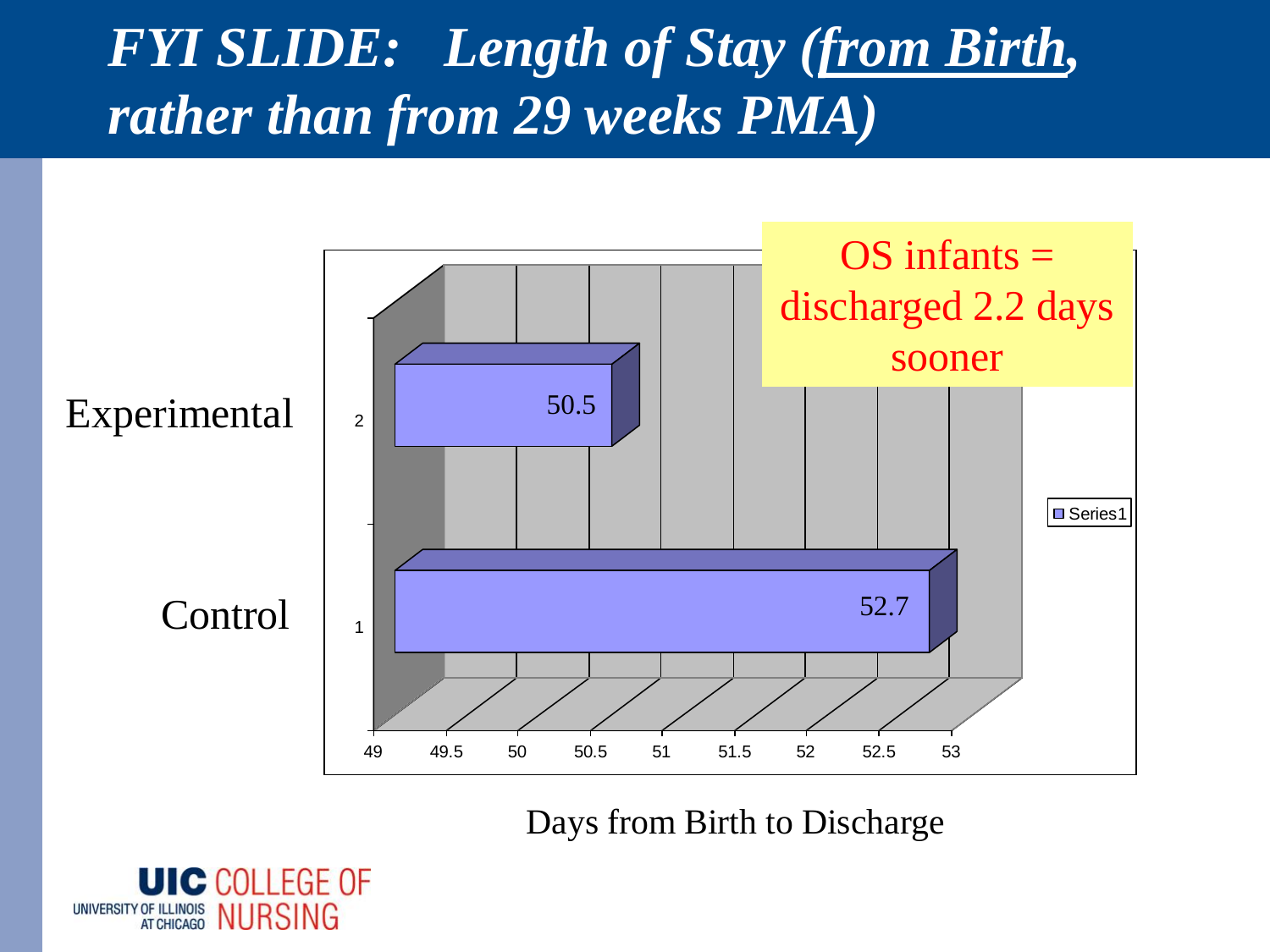# *FYI SLIDE: Length of Stay (from Birth, rather than from 29 weeks PMA)*

OS infants = discharged 2.2 days sooner

| Group | Days from Birth to Discharge |
| --- | --- |
| Experimental | 50.5 |
| Control | 52.7 |

Days from Birth to Discharge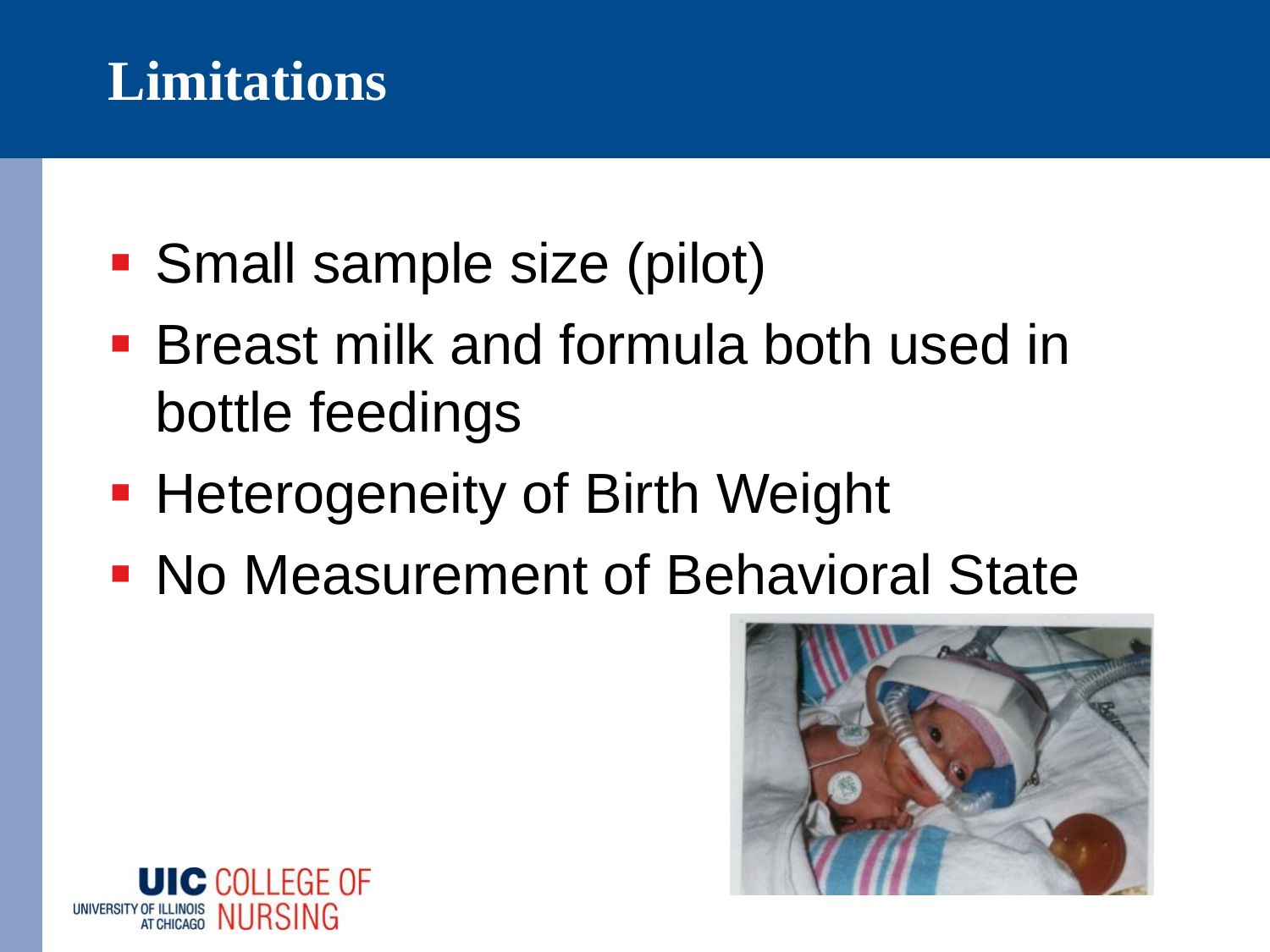# Limitations

- Small sample size (pilot)
- Breast milk and formula both used in bottle feedings
- Heterogeneity of Birth Weight
- No Measurement of Behavioral State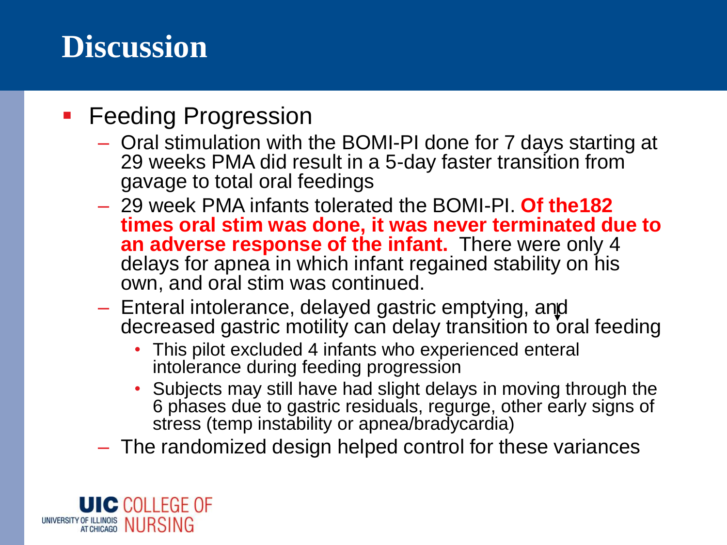# Discussion

- Feeding Progression
  - Oral stimulation with the BOMI-PI done for 7 days starting at 29 weeks PMA did result in a 5-day faster transition from gavage to total oral feedings
  - 29 week PMA infants tolerated the BOMI-PI. **Of the182 times oral stim was done, it was never terminated due to an adverse response of the infant.** There were only 4 delays for apnea in which infant regained stability on his own, and oral stim was continued.
  - Enteral intolerance, delayed gastric emptying, and decreased gastric motility can delay transition to oral feeding
    - This pilot excluded 4 infants who experienced enteral intolerance during feeding progression
    - Subjects may still have had slight delays in moving through the 6 phases due to gastric residuals, regurge, other early signs of stress (temp instability or apnea/bradycardia)
  - The randomized design helped control for these variances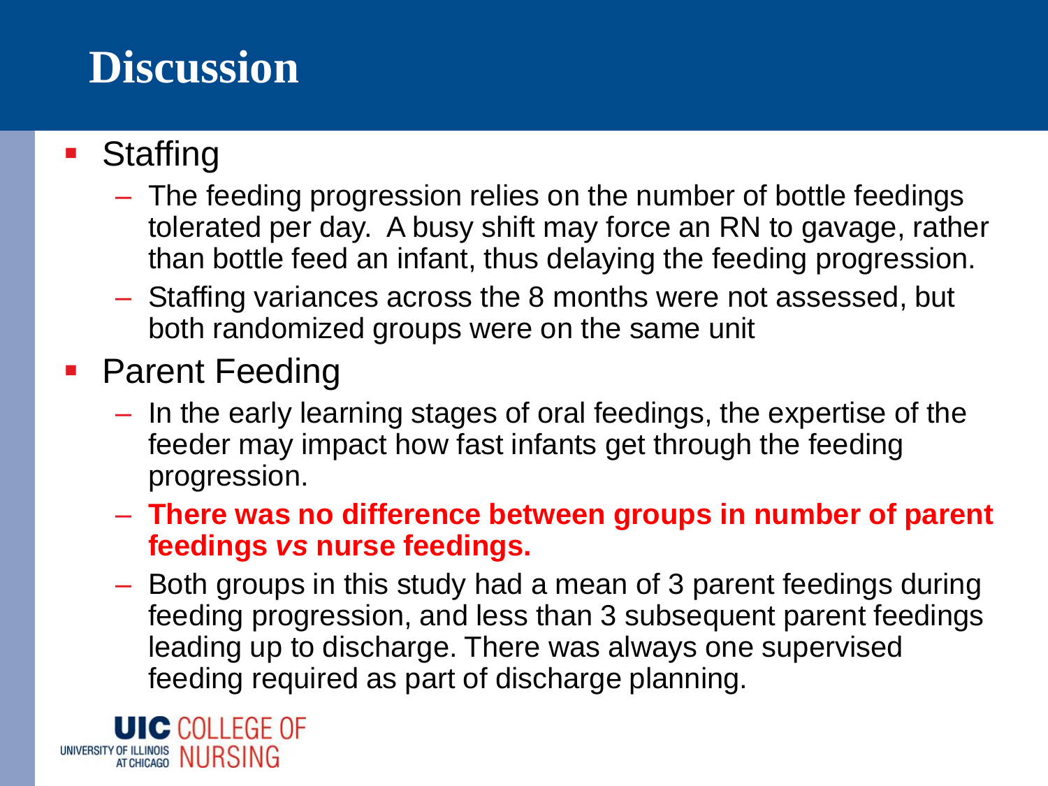# Discussion

- Staffing
  - The feeding progression relies on the number of bottle feedings tolerated per day. A busy shift may force an RN to gavage, rather than bottle feed an infant, thus delaying the feeding progression.
  - Staffing variances across the 8 months were not assessed, but both randomized groups were on the same unit
- Parent Feeding
  - In the early learning stages of oral feedings, the expertise of the feeder may impact how fast infants get through the feeding progression.
  - **There was no difference between groups in number of parent feedings *vs* nurse feedings.**
  - Both groups in this study had a mean of 3 parent feedings during feeding progression, and less than 3 subsequent parent feedings leading up to discharge. There was always one supervised feeding required as part of discharge planning.

UIC COLLEGE OF NURSING
UNIVERSITY OF ILLINOIS AT CHICAGO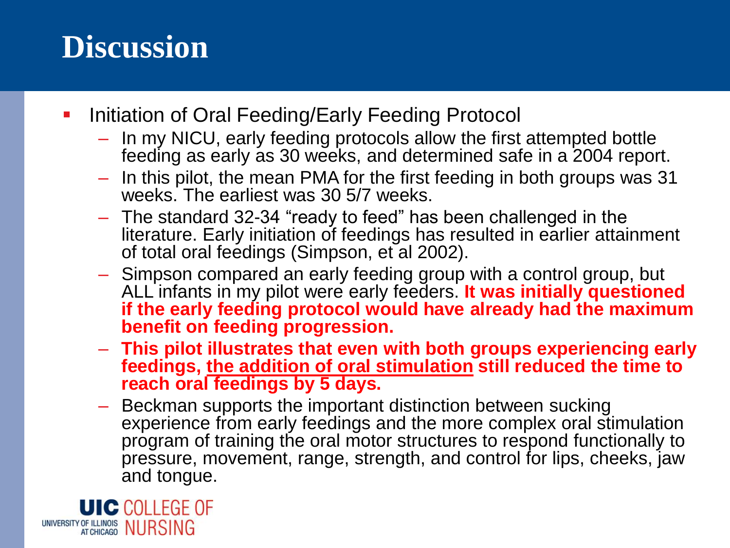# Discussion

- Initiation of Oral Feeding/Early Feeding Protocol
  - In my NICU, early feeding protocols allow the first attempted bottle feeding as early as 30 weeks, and determined safe in a 2004 report.
  - In this pilot, the mean PMA for the first feeding in both groups was 31 weeks. The earliest was 30 5/7 weeks.
  - The standard 32-34 “ready to feed” has been challenged in the literature. Early initiation of feedings has resulted in earlier attainment of total oral feedings (Simpson, et al 2002).
  - Simpson compared an early feeding group with a control group, but ALL infants in my pilot were early feeders. **It was initially questioned if the early feeding protocol would have already had the maximum benefit on feeding progression.**
  - **This pilot illustrates that even with both groups experiencing early feedings, <u>the addition of oral stimulation</u> still reduced the time to reach oral feedings by 5 days.**
  - Beckman supports the important distinction between sucking experience from early feedings and the more complex oral stimulation program of training the oral motor structures to respond functionally to pressure, movement, range, strength, and control for lips, cheeks, jaw and tongue.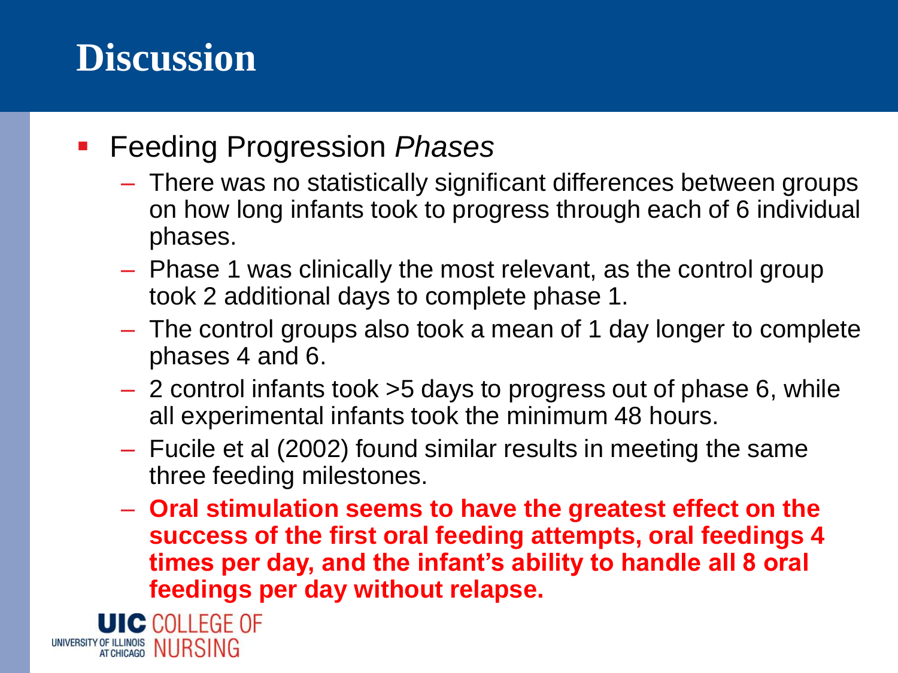# Discussion

- Feeding Progression *Phases*
  - There was no statistically significant differences between groups on how long infants took to progress through each of 6 individual phases.
  - Phase 1 was clinically the most relevant, as the control group took 2 additional days to complete phase 1.
  - The control groups also took a mean of 1 day longer to complete phases 4 and 6.
  - 2 control infants took >5 days to progress out of phase 6, while all experimental infants took the minimum 48 hours.
  - Fucile et al (2002) found similar results in meeting the same three feeding milestones.
  - **Oral stimulation seems to have the greatest effect on the success of the first oral feeding attempts, oral feedings 4 times per day, and the infant's ability to handle all 8 oral feedings per day without relapse.**

UIC COLLEGE OF NURSING
UNIVERSITY OF ILLINOIS AT CHICAGO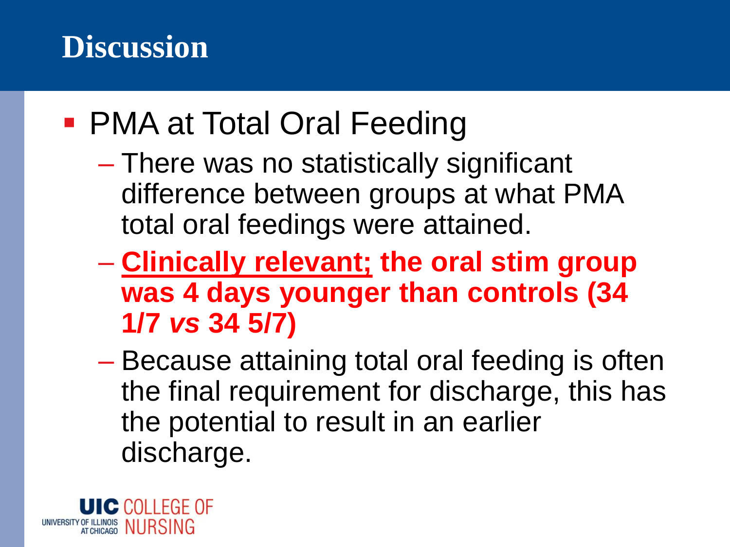# Discussion

- PMA at Total Oral Feeding
  - There was no statistically significant difference between groups at what PMA total oral feedings were attained.
  - **Clinically relevant; the oral stim group was 4 days younger than controls (34 1/7 *vs* 34 5/7)**
  - Because attaining total oral feeding is often the final requirement for discharge, this has the potential to result in an earlier discharge.

UIC COLLEGE OF NURSING
UNIVERSITY OF ILLINOIS AT CHICAGO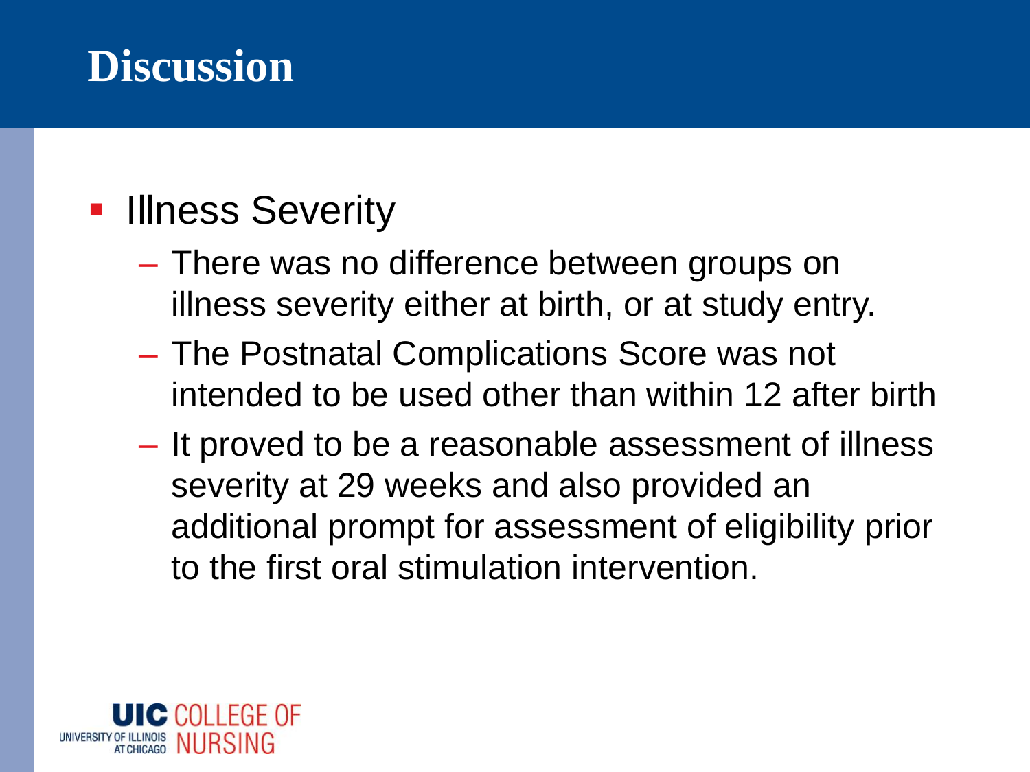# Discussion

- Illness Severity
  - There was no difference between groups on illness severity either at birth, or at study entry.
  - The Postnatal Complications Score was not intended to be used other than within 12 after birth
  - It proved to be a reasonable assessment of illness severity at 29 weeks and also provided an additional prompt for assessment of eligibility prior to the first oral stimulation intervention.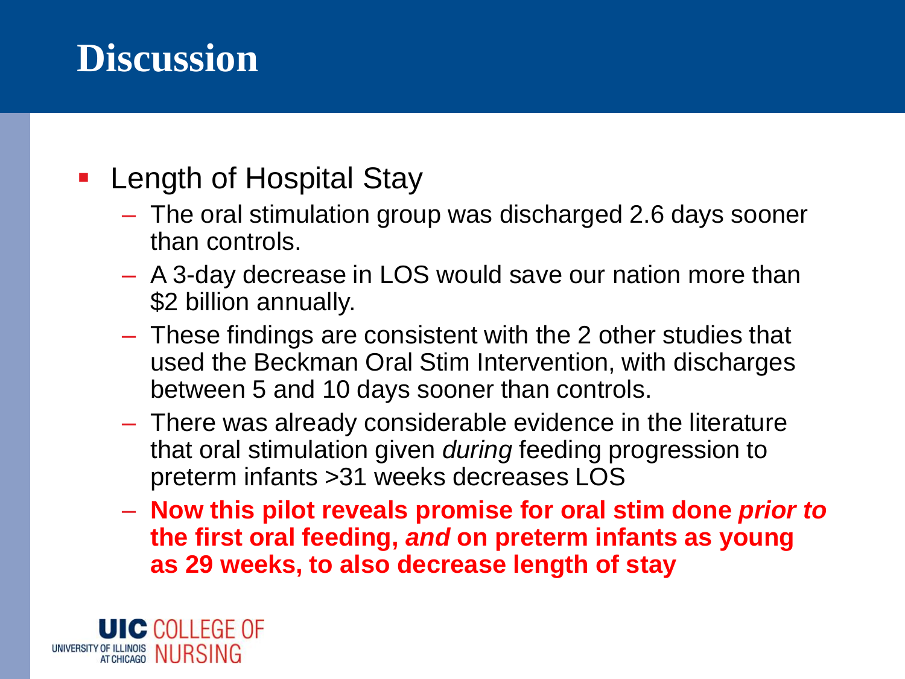# Discussion

- Length of Hospital Stay
  - The oral stimulation group was discharged 2.6 days sooner than controls.
  - A 3-day decrease in LOS would save our nation more than $2 billion annually.
  - These findings are consistent with the 2 other studies that used the Beckman Oral Stim Intervention, with discharges between 5 and 10 days sooner than controls.
  - There was already considerable evidence in the literature that oral stimulation given *during* feeding progression to preterm infants >31 weeks decreases LOS
  - **Now this pilot reveals promise for oral stim done *prior to* the first oral feeding, *and* on preterm infants as young as 29 weeks, to also decrease length of stay**

UIC COLLEGE OF NURSING
UNIVERSITY OF ILLINOIS AT CHICAGO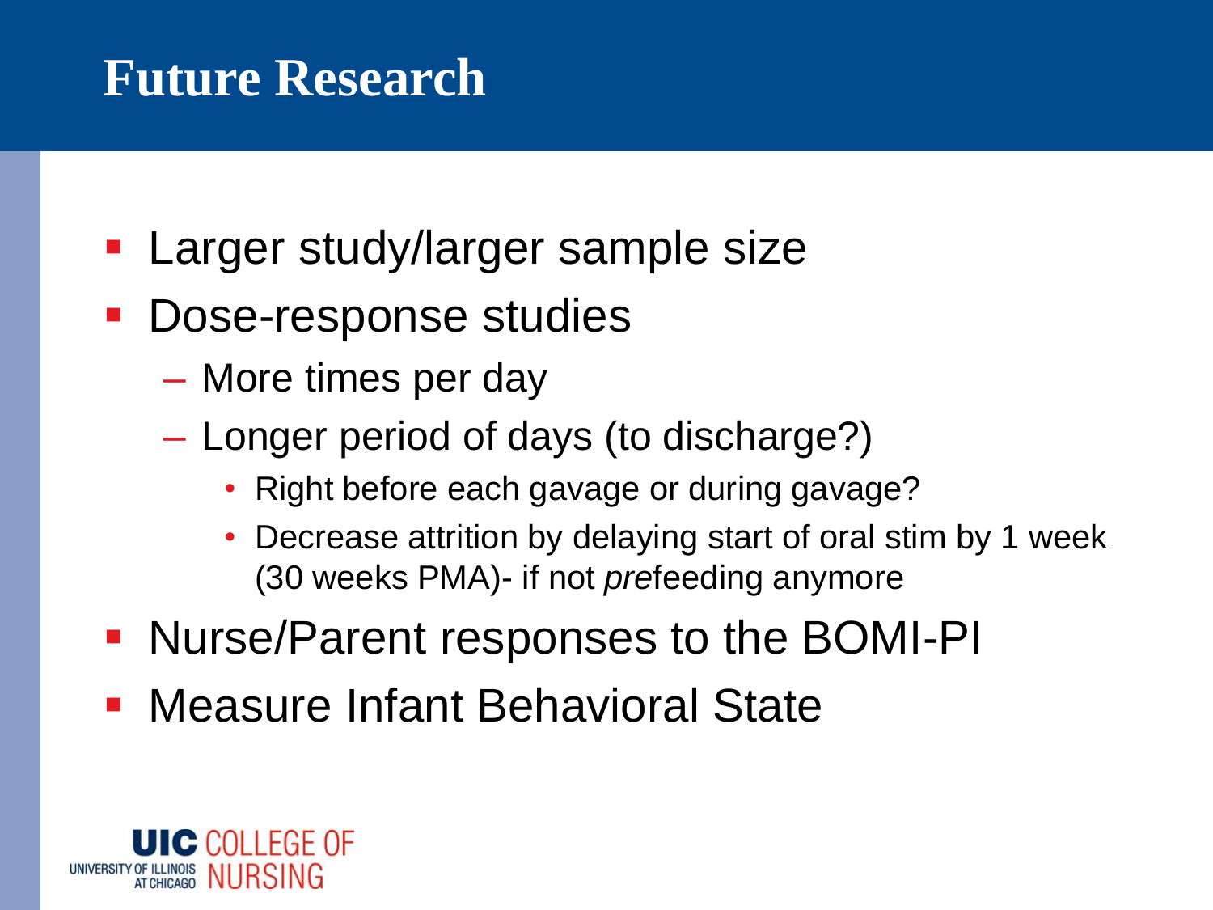# Future Research

- Larger study/larger sample size
- Dose-response studies
  - More times per day
  - Longer period of days (to discharge?)
    - Right before each gavage or during gavage?
    - Decrease attrition by delaying start of oral stim by 1 week (30 weeks PMA)- if not *pre*feeding anymore
- Nurse/Parent responses to the BOMI-PI
- Measure Infant Behavioral State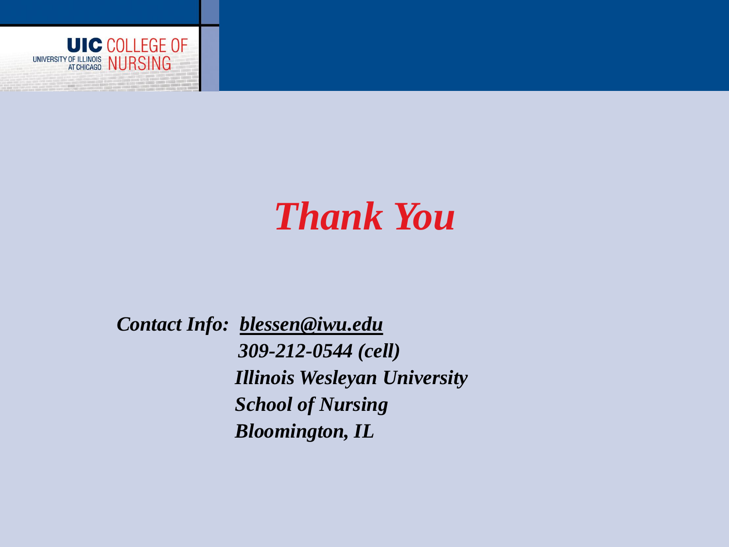UIC COLLEGE OF NURSING
UNIVERSITY OF ILLINOIS AT CHICAGO

# *Thank You*

***Contact Info:*** ***blessen@iwu.edu***
***309-212-0544 (cell)***
***Illinois Wesleyan University***
***School of Nursing***
***Bloomington, IL***